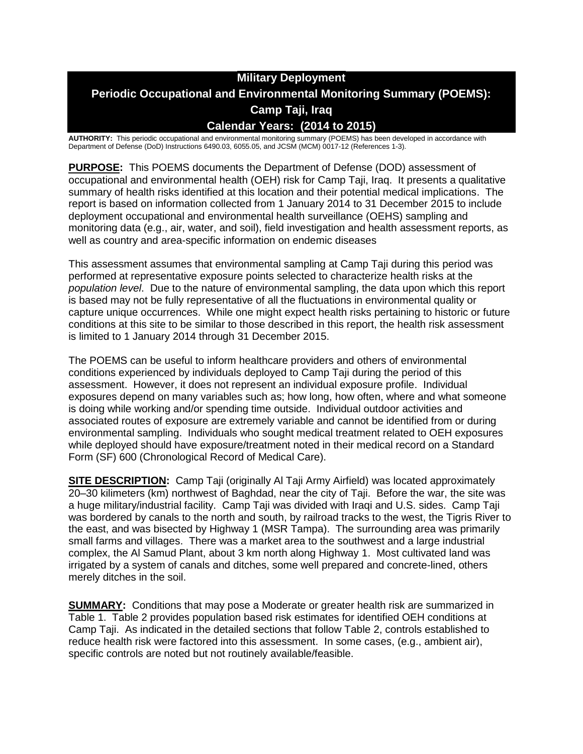# Military Deployment

# Periodic Occupational and Environmental Monitoring Summary (POEMS): Camp Taji, Iraq

# Calendar Years: (2014 to 2015)

**AUTHORITY:** This periodic occupational and environmental monitoring summary (POEMS) has been developed in accordance with Department of Defense (DoD) Instructions 6490.03, 6055.05, and JCSM (MCM) 0017-12 (References 1-3).

**PURPOSE:** This POEMS documents the Department of Defense (DOD) assessment of occupational and environmental health (OEH) risk for Camp Taji, Iraq. It presents a qualitative summary of health risks identified at this location and their potential medical implications. The report is based on information collected from 1 January 2014 to 31 December 2015 to include deployment occupational and environmental health surveillance (OEHS) sampling and monitoring data (e.g., air, water, and soil), field investigation and health assessment reports, as well as country and area-specific information on endemic diseases

This assessment assumes that environmental sampling at Camp Taji during this period was performed at representative exposure points selected to characterize health risks at the *population level*. Due to the nature of environmental sampling, the data upon which this report is based may not be fully representative of all the fluctuations in environmental quality or capture unique occurrences. While one might expect health risks pertaining to historic or future conditions at this site to be similar to those described in this report, the health risk assessment is limited to 1 January 2014 through 31 December 2015.

The POEMS can be useful to inform healthcare providers and others of environmental conditions experienced by individuals deployed to Camp Taji during the period of this assessment. However, it does not represent an individual exposure profile. Individual exposures depend on many variables such as; how long, how often, where and what someone is doing while working and/or spending time outside. Individual outdoor activities and associated routes of exposure are extremely variable and cannot be identified from or during environmental sampling. Individuals who sought medical treatment related to OEH exposures while deployed should have exposure/treatment noted in their medical record on a Standard Form (SF) 600 (Chronological Record of Medical Care).

**SITE DESCRIPTION:** Camp Taji (originally Al Taji Army Airfield) was located approximately 20–30 kilometers (km) northwest of Baghdad, near the city of Taji. Before the war, the site was a huge military/industrial facility. Camp Taji was divided with Iraqi and U.S. sides. Camp Taji was bordered by canals to the north and south, by railroad tracks to the west, the Tigris River to the east, and was bisected by Highway 1 (MSR Tampa). The surrounding area was primarily small farms and villages. There was a market area to the southwest and a large industrial complex, the Al Samud Plant, about 3 km north along Highway 1. Most cultivated land was irrigated by a system of canals and ditches, some well prepared and concrete-lined, others merely ditches in the soil.

**SUMMARY:** Conditions that may pose a Moderate or greater health risk are summarized in Table 1. Table 2 provides population based risk estimates for identified OEH conditions at Camp Taji. As indicated in the detailed sections that follow Table 2, controls established to reduce health risk were factored into this assessment. In some cases, (e.g., ambient air), specific controls are noted but not routinely available/feasible.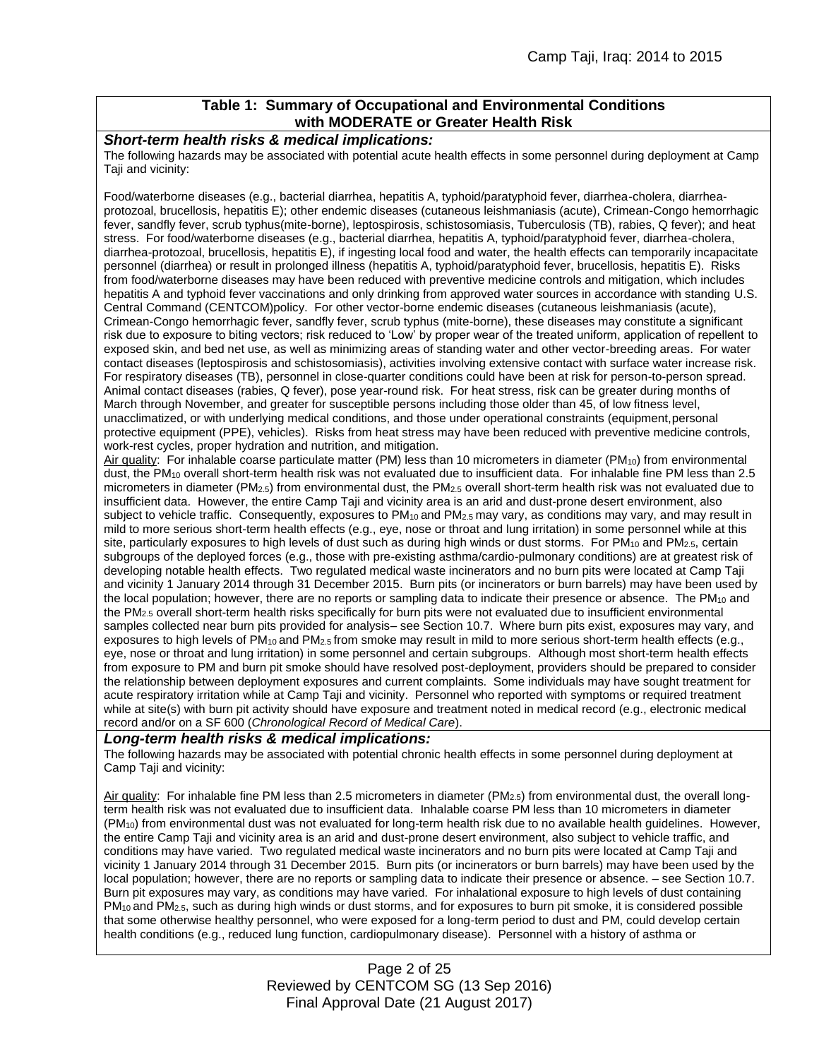## Table 1: Summary of Occupational and Environmental Conditions with MODERATE or Greater Health Risk

### *Short-term health risks & medical implications:*

The following hazards may be associated with potential acute health effects in some personnel during deployment at Camp Taji and vicinity:

Food/waterborne diseases (e.g., bacterial diarrhea, hepatitis A, typhoid/paratyphoid fever, diarrhea-cholera, diarrhea-protozoal, brucellosis, hepatitis E); other endemic diseases (cutaneous leishmaniasis (acute), Crimean-Congo hemorrhagic fever, sandfly fever, scrub typhus(mite-borne), leptospirosis, schistosomiasis, Tuberculosis (TB), rabies, Q fever); and heat stress. For food/waterborne diseases (e.g., bacterial diarrhea, hepatitis A, typhoid/paratyphoid fever, diarrhea-cholera, diarrhea-protozoal, brucellosis, hepatitis E), if ingesting local food and water, the health effects can temporarily incapacitate personnel (diarrhea) or result in prolonged illness (hepatitis A, typhoid/paratyphoid fever, brucellosis, hepatitis E). Risks from food/waterborne diseases may have been reduced with preventive medicine controls and mitigation, which includes hepatitis A and typhoid fever vaccinations and only drinking from approved water sources in accordance with standing U.S. Central Command (CENTCOM)policy. For other vector-borne endemic diseases (cutaneous leishmaniasis (acute), Crimean-Congo hemorrhagic fever, sandfly fever, scrub typhus (mite-borne), these diseases may constitute a significant risk due to exposure to biting vectors; risk reduced to 'Low' by proper wear of the treated uniform, application of repellent to exposed skin, and bed net use, as well as minimizing areas of standing water and other vector-breeding areas. For water contact diseases (leptospirosis and schistosomiasis), activities involving extensive contact with surface water increase risk. For respiratory diseases (TB), personnel in close-quarter conditions could have been at risk for person-to-person spread. Animal contact diseases (rabies, Q fever), pose year-round risk. For heat stress, risk can be greater during months of March through November, and greater for susceptible persons including those older than 45, of low fitness level, unacclimatized, or with underlying medical conditions, and those under operational constraints (equipment,personal protective equipment (PPE), vehicles). Risks from heat stress may have been reduced with preventive medicine controls, work-rest cycles, proper hydration and nutrition, and mitigation.

Air quality: For inhalable coarse particulate matter (PM) less than 10 micrometers in diameter ($PM_{10}$) from environmental dust, the $PM_{10}$ overall short-term health risk was not evaluated due to insufficient data. For inhalable fine PM less than 2.5 micrometers in diameter ($PM_{2.5}$) from environmental dust, the $PM_{2.5}$ overall short-term health risk was not evaluated due to insufficient data. However, the entire Camp Taji and vicinity area is an arid and dust-prone desert environment, also subject to vehicle traffic. Consequently, exposures to $PM_{10}$ and $PM_{2.5}$ may vary, as conditions may vary, and may result in mild to more serious short-term health effects (e.g., eye, nose or throat and lung irritation) in some personnel while at this site, particularly exposures to high levels of dust such as during high winds or dust storms. For $PM_{10}$ and $PM_{2.5}$, certain subgroups of the deployed forces (e.g., those with pre-existing asthma/cardio-pulmonary conditions) are at greatest risk of developing notable health effects. Two regulated medical waste incinerators and no burn pits were located at Camp Taji and vicinity 1 January 2014 through 31 December 2015. Burn pits (or incinerators or burn barrels) may have been used by the local population; however, there are no reports or sampling data to indicate their presence or absence. The $PM_{10}$ and the $PM_{2.5}$ overall short-term health risks specifically for burn pits were not evaluated due to insufficient environmental samples collected near burn pits provided for analysis– see Section 10.7. Where burn pits exist, exposures may vary, and exposures to high levels of $PM_{10}$ and $PM_{2.5}$ from smoke may result in mild to more serious short-term health effects (e.g., eye, nose or throat and lung irritation) in some personnel and certain subgroups. Although most short-term health effects from exposure to PM and burn pit smoke should have resolved post-deployment, providers should be prepared to consider the relationship between deployment exposures and current complaints. Some individuals may have sought treatment for acute respiratory irritation while at Camp Taji and vicinity. Personnel who reported with symptoms or required treatment while at site(s) with burn pit activity should have exposure and treatment noted in medical record (e.g., electronic medical record and/or on a SF 600 (*Chronological Record of Medical Care*).

### *Long-term health risks & medical implications:*

The following hazards may be associated with potential chronic health effects in some personnel during deployment at Camp Taji and vicinity:

Air quality: For inhalable fine PM less than 2.5 micrometers in diameter ($PM_{2.5}$) from environmental dust, the overall long-term health risk was not evaluated due to insufficient data. Inhalable coarse PM less than 10 micrometers in diameter ($PM_{10}$) from environmental dust was not evaluated for long-term health risk due to no available health guidelines. However, the entire Camp Taji and vicinity area is an arid and dust-prone desert environment, also subject to vehicle traffic, and conditions may have varied. Two regulated medical waste incinerators and no burn pits were located at Camp Taji and vicinity 1 January 2014 through 31 December 2015. Burn pits (or incinerators or burn barrels) may have been used by the local population; however, there are no reports or sampling data to indicate their presence or absence. – see Section 10.7. Burn pit exposures may vary, as conditions may have varied. For inhalational exposure to high levels of dust containing $PM_{10}$ and $PM_{2.5}$, such as during high winds or dust storms, and for exposures to burn pit smoke, it is considered possible that some otherwise healthy personnel, who were exposed for a long-term period to dust and PM, could develop certain health conditions (e.g., reduced lung function, cardiopulmonary disease). Personnel with a history of asthma or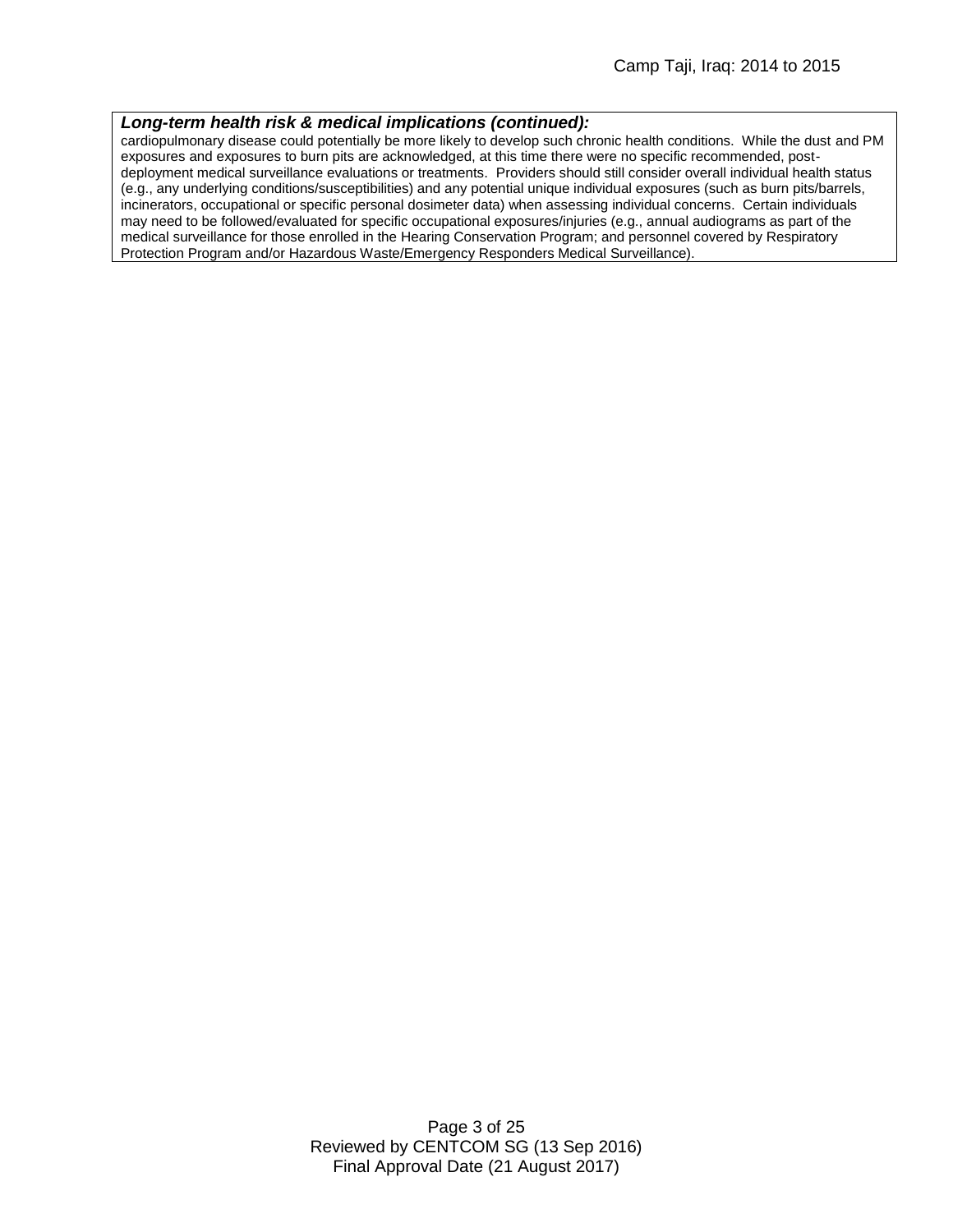***Long-term health risk & medical implications (continued):***

cardiopulmonary disease could potentially be more likely to develop such chronic health conditions. While the dust and PM exposures and exposures to burn pits are acknowledged, at this time there were no specific recommended, post-deployment medical surveillance evaluations or treatments. Providers should still consider overall individual health status (e.g., any underlying conditions/susceptibilities) and any potential unique individual exposures (such as burn pits/barrels, incinerators, occupational or specific personal dosimeter data) when assessing individual concerns. Certain individuals may need to be followed/evaluated for specific occupational exposures/injuries (e.g., annual audiograms as part of the medical surveillance for those enrolled in the Hearing Conservation Program; and personnel covered by Respiratory Protection Program and/or Hazardous Waste/Emergency Responders Medical Surveillance).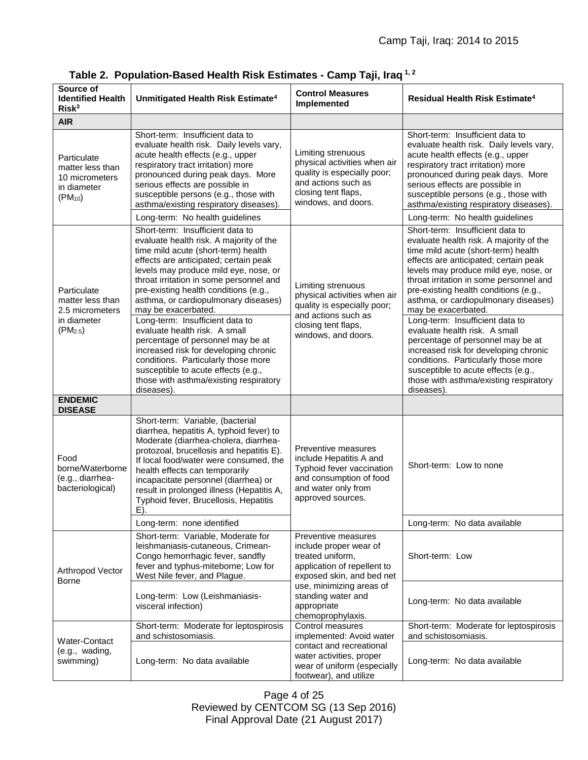**Table 2. Population-Based Health Risk Estimates - Camp Taji, Iraq [1, 2]**

| Source of Identified Health Risk[3] | Unmitigated Health Risk Estimate[4] | Control Measures Implemented | Residual Health Risk Estimate[4] |
|---|---|---|---|
| **AIR** | | | |
| Particulate matter less than 10 micrometers in diameter ($PM_{10}$) | Short-term: Insufficient data to evaluate health risk. Daily levels vary, acute health effects (e.g., upper respiratory tract irritation) more pronounced during peak days. More serious effects are possible in susceptible persons (e.g., those with asthma/existing respiratory diseases). | Limiting strenuous physical activities when air quality is especially poor; and actions such as closing tent flaps, windows, and doors. | Short-term: Insufficient data to evaluate health risk. Daily levels vary, acute health effects (e.g., upper respiratory tract irritation) more pronounced during peak days. More serious effects are possible in susceptible persons (e.g., those with asthma/existing respiratory diseases). |
| | Long-term: No health guidelines | | Long-term: No health guidelines |
| Particulate matter less than 2.5 micrometers in diameter ($PM_{2.5}$) | Short-term: Insufficient data to evaluate health risk. A majority of the time mild acute (short-term) health effects are anticipated; certain peak levels may produce mild eye, nose, or throat irritation in some personnel and pre-existing health conditions (e.g., asthma, or cardiopulmonary diseases) may be exacerbated. | Limiting strenuous physical activities when air quality is especially poor; and actions such as closing tent flaps, windows, and doors. | Short-term: Insufficient data to evaluate health risk. A majority of the time mild acute (short-term) health effects are anticipated; certain peak levels may produce mild eye, nose, or throat irritation in some personnel and pre-existing health conditions (e.g., asthma, or cardiopulmonary diseases) may be exacerbated. |
| | Long-term: Insufficient data to evaluate health risk. A small percentage of personnel may be at increased risk for developing chronic conditions. Particularly those more susceptible to acute effects (e.g., those with asthma/existing respiratory diseases). | | Long-term: Insufficient data to evaluate health risk. A small percentage of personnel may be at increased risk for developing chronic conditions. Particularly those more susceptible to acute effects (e.g., those with asthma/existing respiratory diseases). |
| **ENDEMIC DISEASE** | | | |
| Food borne/Waterborne (e.g., diarrhea-bacteriological) | Short-term: Variable, (bacterial diarrhea, hepatitis A, typhoid fever) to Moderate (diarrhea-cholera, diarrhea-protozoal, brucellosis and hepatitis E). If local food/water were consumed, the health effects can temporarily incapacitate personnel (diarrhea) or result in prolonged illness (Hepatitis A, Typhoid fever, Brucellosis, Hepatitis E). | Preventive measures include Hepatitis A and Typhoid fever vaccination and consumption of food and water only from approved sources. | Short-term: Low to none |
| | Long-term: none identified | | Long-term: No data available |
| Arthropod Vector Borne | Short-term: Variable, Moderate for leishmaniasis-cutaneous, Crimean-Congo hemorrhagic fever, sandfly fever and typhus-miteborne; Low for West Nile fever, and Plague. | Preventive measures include proper wear of treated uniform, application of repellent to exposed skin, and bed net use, minimizing areas of standing water and appropriate chemoprophylaxis. | Short-term: Low |
| | Long-term: Low (Leishmaniasis-visceral infection) | | Long-term: No data available |
| Water-Contact (e.g., wading, swimming) | Short-term: Moderate for leptospirosis and schistosomiasis. | Control measures implemented: Avoid water contact and recreational water activities, proper wear of uniform (especially footwear), and utilize | Short-term: Moderate for leptospirosis and schistosomiasis. |
| | Long-term: No data available | | Long-term: No data available |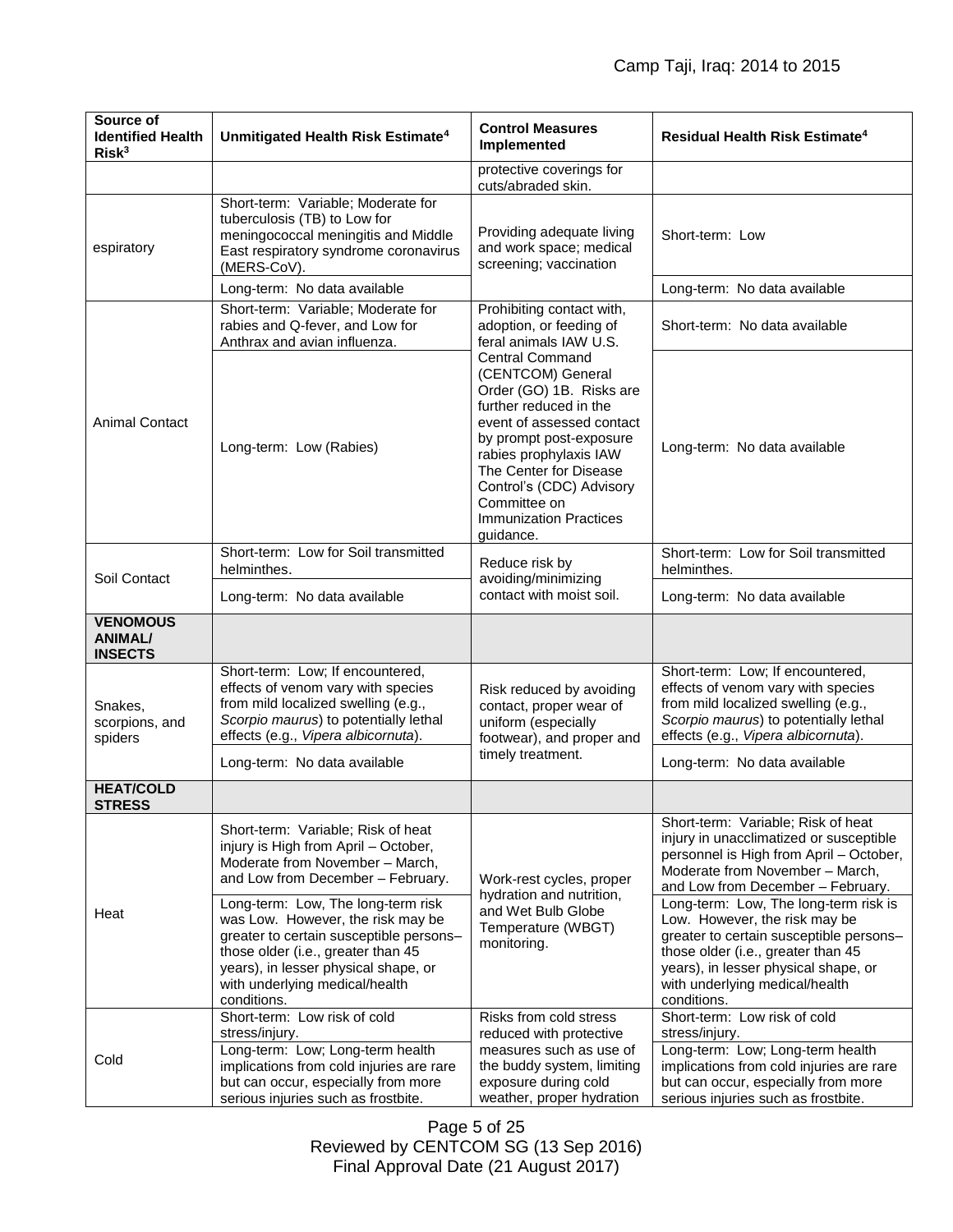| Source of Identified Health Risk[3] | Unmitigated Health Risk Estimate[4] | Control Measures Implemented | Residual Health Risk Estimate[4] |
|---|---|---|---|
| | | protective coverings for cuts/abraded skin. | |
| espiratory | Short-term: Variable; Moderate for tuberculosis (TB) to Low for meningococcal meningitis and Middle East respiratory syndrome coronavirus (MERS-CoV). | Providing adequate living and work space; medical screening; vaccination | Short-term: Low |
| | Long-term: No data available | | Long-term: No data available |
| Animal Contact | Short-term: Variable; Moderate for rabies and Q-fever, and Low for Anthrax and avian influenza. | Prohibiting contact with, adoption, or feeding of feral animals IAW U.S. Central Command (CENTCOM) General Order (GO) 1B. Risks are further reduced in the event of assessed contact by prompt post-exposure rabies prophylaxis IAW The Center for Disease Control's (CDC) Advisory Committee on Immunization Practices guidance. | Short-term: No data available |
| | Long-term: Low (Rabies) | | Long-term: No data available |
| Soil Contact | Short-term: Low for Soil transmitted helminthes. | Reduce risk by avoiding/minimizing contact with moist soil. | Short-term: Low for Soil transmitted helminthes. |
| | Long-term: No data available | | Long-term: No data available |
| **VENOMOUS ANIMAL/ INSECTS** | | | |
| Snakes, scorpions, and spiders | Short-term: Low; If encountered, effects of venom vary with species from mild localized swelling (e.g., *Scorpio maurus*) to potentially lethal effects (e.g., *Vipera albicornuta*). | Risk reduced by avoiding contact, proper wear of uniform (especially footwear), and proper and timely treatment. | Short-term: Low; If encountered, effects of venom vary with species from mild localized swelling (e.g., *Scorpio maurus*) to potentially lethal effects (e.g., *Vipera albicornuta*). |
| | Long-term: No data available | | Long-term: No data available |
| **HEAT/COLD STRESS** | | | |
| Heat | Short-term: Variable; Risk of heat injury is High from April – October, Moderate from November – March, and Low from December – February. | Work-rest cycles, proper hydration and nutrition, and Wet Bulb Globe Temperature (WBGT) monitoring. | Short-term: Variable; Risk of heat injury in unacclimatized or susceptible personnel is High from April – October, Moderate from November – March, and Low from December – February. |
| | Long-term: Low, The long-term risk was Low. However, the risk may be greater to certain susceptible persons– those older (i.e., greater than 45 years), in lesser physical shape, or with underlying medical/health conditions. | | Long-term: Low, The long-term risk is Low. However, the risk may be greater to certain susceptible persons– those older (i.e., greater than 45 years), in lesser physical shape, or with underlying medical/health conditions. |
| Cold | Short-term: Low risk of cold stress/injury. | Risks from cold stress reduced with protective measures such as use of the buddy system, limiting exposure during cold weather, proper hydration | Short-term: Low risk of cold stress/injury. |
| | Long-term: Low; Long-term health implications from cold injuries are rare but can occur, especially from more serious injuries such as frostbite. | | Long-term: Low; Long-term health implications from cold injuries are rare but can occur, especially from more serious injuries such as frostbite. |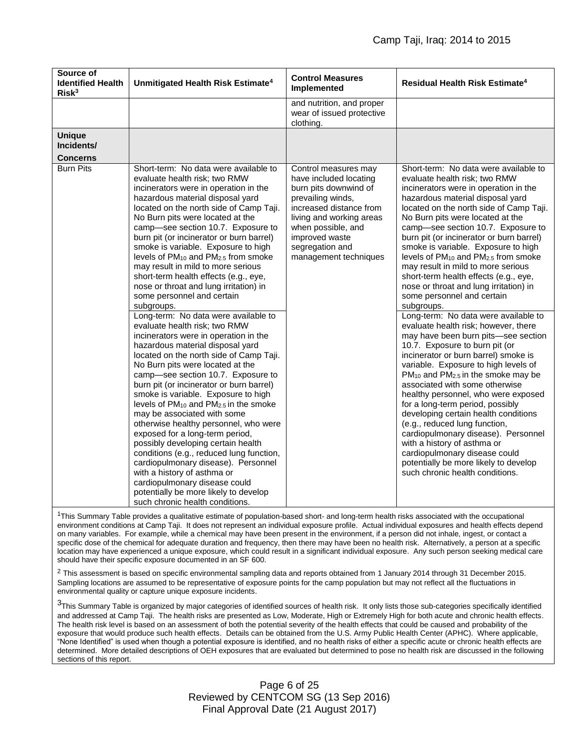| Source of Identified Health Risk[3] | Unmitigated Health Risk Estimate[4] | Control Measures Implemented | Residual Health Risk Estimate[4] |
|---|---|---|---|
| | | and nutrition, and proper wear of issued protective clothing. | |
| **Unique Incidents/ Concerns** | | | |
| Burn Pits | Short-term: No data were available to evaluate health risk; two RMW incinerators were in operation in the hazardous material disposal yard located on the north side of Camp Taji. No Burn pits were located at the camp—see section 10.7. Exposure to burn pit (or incinerator or burn barrel) smoke is variable. Exposure to high levels of $PM_{10}$ and $PM_{2.5}$ from smoke may result in mild to more serious short-term health effects (e.g., eye, nose or throat and lung irritation) in some personnel and certain subgroups. | Control measures may have included locating burn pits downwind of prevailing winds, increased distance from living and working areas when possible, and improved waste segregation and management techniques | Short-term: No data were available to evaluate health risk; two RMW incinerators were in operation in the hazardous material disposal yard located on the north side of Camp Taji. No Burn pits were located at the camp—see section 10.7. Exposure to burn pit (or incinerator or burn barrel) smoke is variable. Exposure to high levels of $PM_{10}$ and $PM_{2.5}$ from smoke may result in mild to more serious short-term health effects (e.g., eye, nose or throat and lung irritation) in some personnel and certain subgroups. |
| | Long-term: No data were available to evaluate health risk; two RMW incinerators were in operation in the hazardous material disposal yard located on the north side of Camp Taji. No Burn pits were located at the camp—see section 10.7. Exposure to burn pit (or incinerator or burn barrel) smoke is variable. Exposure to high levels of $PM_{10}$ and $PM_{2.5}$ in the smoke may be associated with some otherwise healthy personnel, who were exposed for a long-term period, possibly developing certain health conditions (e.g., reduced lung function, cardiopulmonary disease). Personnel with a history of asthma or cardiopulmonary disease could potentially be more likely to develop such chronic health conditions. | | Long-term: No data were available to evaluate health risk; however, there may have been burn pits—see section 10.7. Exposure to burn pit (or incinerator or burn barrel) smoke is variable. Exposure to high levels of $PM_{10}$ and $PM_{2.5}$ in the smoke may be associated with some otherwise healthy personnel, who were exposed for a long-term period, possibly developing certain health conditions (e.g., reduced lung function, cardiopulmonary disease). Personnel with a history of asthma or cardiopulmonary disease could potentially be more likely to develop such chronic health conditions. |

[1]This Summary Table provides a qualitative estimate of population-based short- and long-term health risks associated with the occupational environment conditions at Camp Taji. It does not represent an individual exposure profile. Actual individual exposures and health effects depend on many variables. For example, while a chemical may have been present in the environment, if a person did not inhale, ingest, or contact a specific dose of the chemical for adequate duration and frequency, then there may have been no health risk. Alternatively, a person at a specific location may have experienced a unique exposure, which could result in a significant individual exposure. Any such person seeking medical care should have their specific exposure documented in an SF 600.

[2] This assessment is based on specific environmental sampling data and reports obtained from 1 January 2014 through 31 December 2015. Sampling locations are assumed to be representative of exposure points for the camp population but may not reflect all the fluctuations in environmental quality or capture unique exposure incidents.

[3]This Summary Table is organized by major categories of identified sources of health risk. It only lists those sub-categories specifically identified and addressed at Camp Taji. The health risks are presented as Low, Moderate, High or Extremely High for both acute and chronic health effects. The health risk level is based on an assessment of both the potential severity of the health effects that could be caused and probability of the exposure that would produce such health effects. Details can be obtained from the U.S. Army Public Health Center (APHC). Where applicable, "None Identified" is used when though a potential exposure is identified, and no health risks of either a specific acute or chronic health effects are determined. More detailed descriptions of OEH exposures that are evaluated but determined to pose no health risk are discussed in the following sections of this report.

Reviewed by CENTCOM SG (13 Sep 2016)
Final Approval Date (21 August 2017)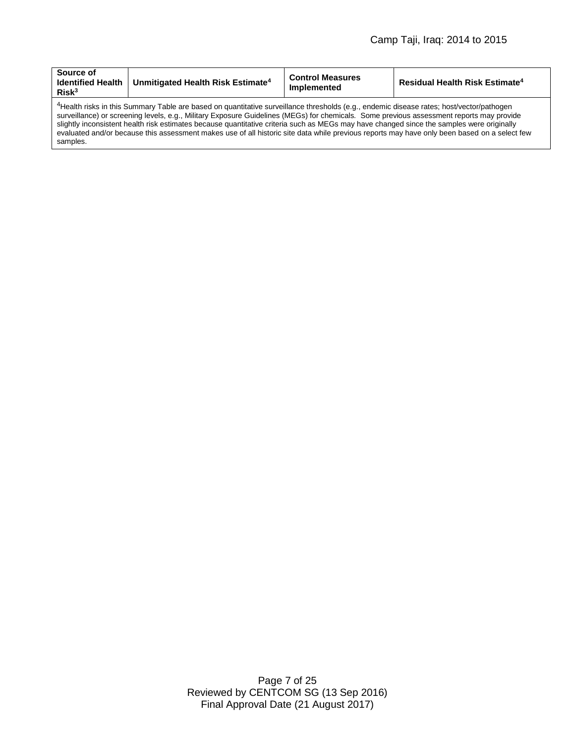| Source of Identified Health Risk[3] | Unmitigated Health Risk Estimate[4] | Control Measures Implemented | Residual Health Risk Estimate[4] |
|---|---|---|---|
| [4]Health risks in this Summary Table are based on quantitative surveillance thresholds (e.g., endemic disease rates; host/vector/pathogen surveillance) or screening levels, e.g., Military Exposure Guidelines (MEGs) for chemicals. Some previous assessment reports may provide slightly inconsistent health risk estimates because quantitative criteria such as MEGs may have changed since the samples were originally evaluated and/or because this assessment makes use of all historic site data while previous reports may have only been based on a select few samples. | | | |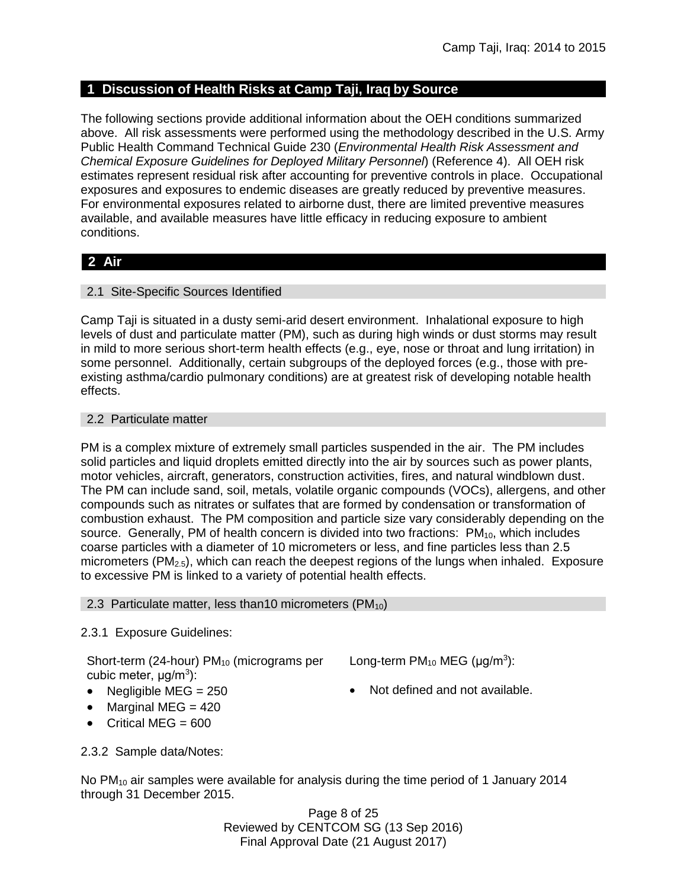## 1 Discussion of Health Risks at Camp Taji, Iraq by Source

The following sections provide additional information about the OEH conditions summarized above. All risk assessments were performed using the methodology described in the U.S. Army Public Health Command Technical Guide 230 (*Environmental Health Risk Assessment and Chemical Exposure Guidelines for Deployed Military Personnel*) (Reference 4). All OEH risk estimates represent residual risk after accounting for preventive controls in place. Occupational exposures and exposures to endemic diseases are greatly reduced by preventive measures. For environmental exposures related to airborne dust, there are limited preventive measures available, and available measures have little efficacy in reducing exposure to ambient conditions.

## 2 Air

### 2.1 Site-Specific Sources Identified

Camp Taji is situated in a dusty semi-arid desert environment. Inhalational exposure to high levels of dust and particulate matter (PM), such as during high winds or dust storms may result in mild to more serious short-term health effects (e.g., eye, nose or throat and lung irritation) in some personnel. Additionally, certain subgroups of the deployed forces (e.g., those with pre-existing asthma/cardio pulmonary conditions) are at greatest risk of developing notable health effects.

### 2.2 Particulate matter

PM is a complex mixture of extremely small particles suspended in the air. The PM includes solid particles and liquid droplets emitted directly into the air by sources such as power plants, motor vehicles, aircraft, generators, construction activities, fires, and natural windblown dust. The PM can include sand, soil, metals, volatile organic compounds (VOCs), allergens, and other compounds such as nitrates or sulfates that are formed by condensation or transformation of combustion exhaust. The PM composition and particle size vary considerably depending on the source. Generally, PM of health concern is divided into two fractions: $PM_{10}$, which includes coarse particles with a diameter of 10 micrometers or less, and fine particles less than 2.5 micrometers ($PM_{2.5}$), which can reach the deepest regions of the lungs when inhaled. Exposure to excessive PM is linked to a variety of potential health effects.

### 2.3 Particulate matter, less than10 micrometers ($PM_{10}$)

2.3.1 Exposure Guidelines:

Short-term (24-hour) $PM_{10}$ (micrograms per cubic meter, μg/m$^3$):

- Negligible MEG = 250
- Marginal MEG = 420
- Critical MEG = 600

Long-term $PM_{10}$ MEG (μg/m$^3$):

- Not defined and not available.

2.3.2 Sample data/Notes:

No $PM_{10}$ air samples were available for analysis during the time period of 1 January 2014 through 31 December 2015.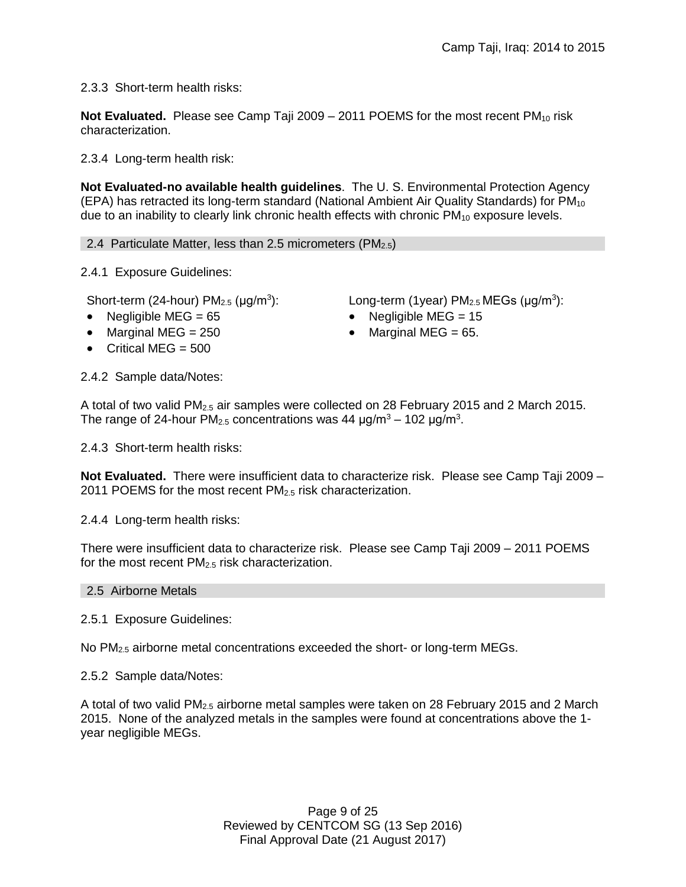2.3.3 Short-term health risks:

**Not Evaluated.** Please see Camp Taji 2009 – 2011 POEMS for the most recent $PM_{10}$ risk characterization.

2.3.4 Long-term health risk:

**Not Evaluated-no available health guidelines**. The U. S. Environmental Protection Agency (EPA) has retracted its long-term standard (National Ambient Air Quality Standards) for $PM_{10}$ due to an inability to clearly link chronic health effects with chronic $PM_{10}$ exposure levels.

## 2.4 Particulate Matter, less than 2.5 micrometers ($PM_{2.5}$)

2.4.1 Exposure Guidelines:

Short-term (24-hour) $PM_{2.5}$ (μg/m$^3$):

- Negligible MEG = 65
- Marginal MEG = 250
- Critical MEG = 500

Long-term (1year) $PM_{2.5}$ MEGs (μg/m$^3$):

- Negligible MEG = 15
- Marginal MEG = 65.

2.4.2 Sample data/Notes:

A total of two valid $PM_{2.5}$ air samples were collected on 28 February 2015 and 2 March 2015. The range of 24-hour $PM_{2.5}$ concentrations was 44 μg/m$^3$ – 102 μg/m$^3$.

2.4.3 Short-term health risks:

**Not Evaluated.** There were insufficient data to characterize risk. Please see Camp Taji 2009 – 2011 POEMS for the most recent $PM_{2.5}$ risk characterization.

2.4.4 Long-term health risks:

There were insufficient data to characterize risk. Please see Camp Taji 2009 – 2011 POEMS for the most recent $PM_{2.5}$ risk characterization.

## 2.5 Airborne Metals

2.5.1 Exposure Guidelines:

No $PM_{2.5}$ airborne metal concentrations exceeded the short- or long-term MEGs.

2.5.2 Sample data/Notes:

A total of two valid $PM_{2.5}$ airborne metal samples were taken on 28 February 2015 and 2 March 2015. None of the analyzed metals in the samples were found at concentrations above the 1-year negligible MEGs.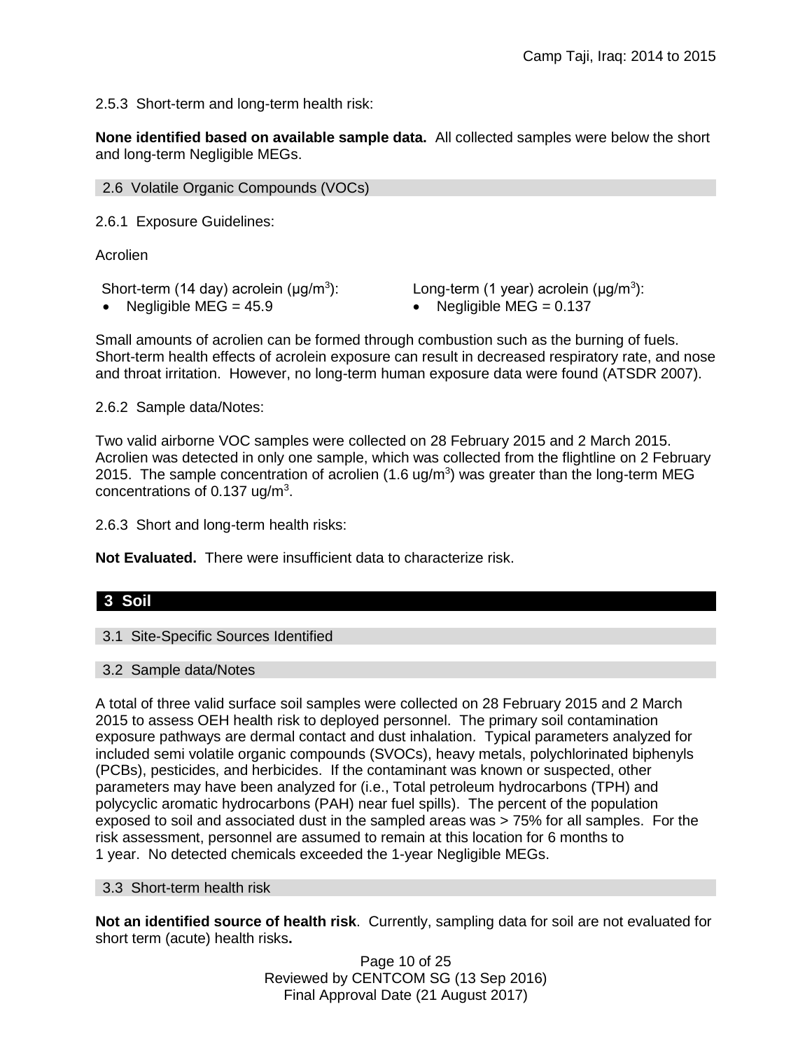2.5.3 Short-term and long-term health risk:

**None identified based on available sample data.** All collected samples were below the short and long-term Negligible MEGs.

### 2.6 Volatile Organic Compounds (VOCs)

2.6.1 Exposure Guidelines:

Acrolien

Short-term (14 day) acrolein (µg/m$^3$):

- Negligible MEG = 45.9

Long-term (1 year) acrolein (µg/m$^3$):

- Negligible MEG = 0.137

Small amounts of acrolien can be formed through combustion such as the burning of fuels. Short-term health effects of acrolein exposure can result in decreased respiratory rate, and nose and throat irritation. However, no long-term human exposure data were found (ATSDR 2007).

2.6.2 Sample data/Notes:

Two valid airborne VOC samples were collected on 28 February 2015 and 2 March 2015. Acrolien was detected in only one sample, which was collected from the flightline on 2 February 2015. The sample concentration of acrolien (1.6 ug/m$^3$) was greater than the long-term MEG concentrations of 0.137 ug/m$^3$.

2.6.3 Short and long-term health risks:

**Not Evaluated.** There were insufficient data to characterize risk.

## 3 Soil

### 3.1 Site-Specific Sources Identified

### 3.2 Sample data/Notes

A total of three valid surface soil samples were collected on 28 February 2015 and 2 March 2015 to assess OEH health risk to deployed personnel. The primary soil contamination exposure pathways are dermal contact and dust inhalation. Typical parameters analyzed for included semi volatile organic compounds (SVOCs), heavy metals, polychlorinated biphenyls (PCBs), pesticides, and herbicides. If the contaminant was known or suspected, other parameters may have been analyzed for (i.e., Total petroleum hydrocarbons (TPH) and polycyclic aromatic hydrocarbons (PAH) near fuel spills). The percent of the population exposed to soil and associated dust in the sampled areas was > 75% for all samples. For the risk assessment, personnel are assumed to remain at this location for 6 months to 1 year. No detected chemicals exceeded the 1-year Negligible MEGs.

### 3.3 Short-term health risk

**Not an identified source of health risk**. Currently, sampling data for soil are not evaluated for short term (acute) health risks**.**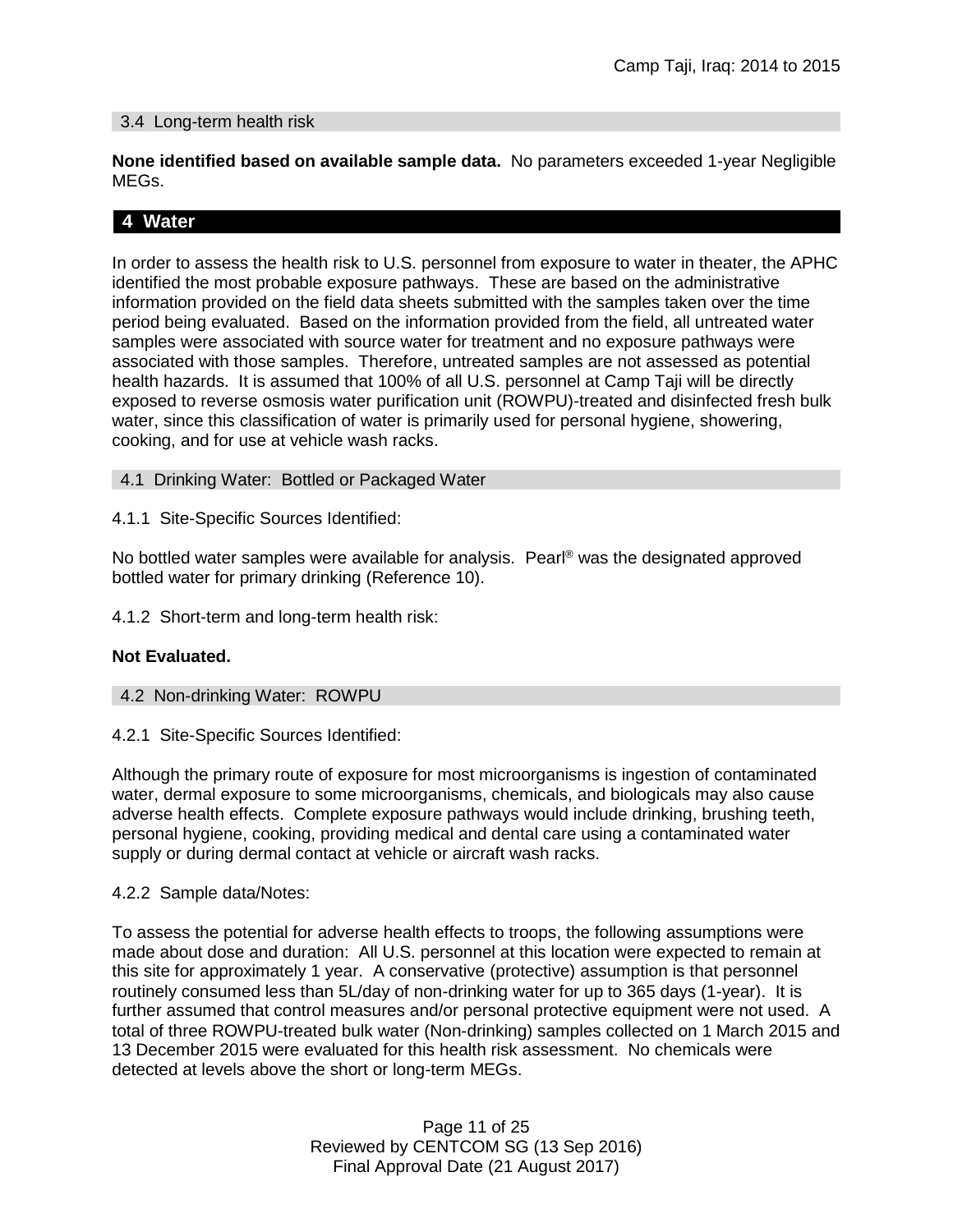### 3.4 Long-term health risk

**None identified based on available sample data.** No parameters exceeded 1-year Negligible MEGs.

## 4 Water

In order to assess the health risk to U.S. personnel from exposure to water in theater, the APHC identified the most probable exposure pathways. These are based on the administrative information provided on the field data sheets submitted with the samples taken over the time period being evaluated. Based on the information provided from the field, all untreated water samples were associated with source water for treatment and no exposure pathways were associated with those samples. Therefore, untreated samples are not assessed as potential health hazards. It is assumed that 100% of all U.S. personnel at Camp Taji will be directly exposed to reverse osmosis water purification unit (ROWPU)-treated and disinfected fresh bulk water, since this classification of water is primarily used for personal hygiene, showering, cooking, and for use at vehicle wash racks.

### 4.1 Drinking Water: Bottled or Packaged Water

4.1.1 Site-Specific Sources Identified:

No bottled water samples were available for analysis. Pearl® was the designated approved bottled water for primary drinking (Reference 10).

4.1.2 Short-term and long-term health risk:

**Not Evaluated.**

### 4.2 Non-drinking Water: ROWPU

4.2.1 Site-Specific Sources Identified:

Although the primary route of exposure for most microorganisms is ingestion of contaminated water, dermal exposure to some microorganisms, chemicals, and biologicals may also cause adverse health effects. Complete exposure pathways would include drinking, brushing teeth, personal hygiene, cooking, providing medical and dental care using a contaminated water supply or during dermal contact at vehicle or aircraft wash racks.

4.2.2 Sample data/Notes:

To assess the potential for adverse health effects to troops, the following assumptions were made about dose and duration: All U.S. personnel at this location were expected to remain at this site for approximately 1 year. A conservative (protective) assumption is that personnel routinely consumed less than 5L/day of non-drinking water for up to 365 days (1-year). It is further assumed that control measures and/or personal protective equipment were not used. A total of three ROWPU-treated bulk water (Non-drinking) samples collected on 1 March 2015 and 13 December 2015 were evaluated for this health risk assessment. No chemicals were detected at levels above the short or long-term MEGs.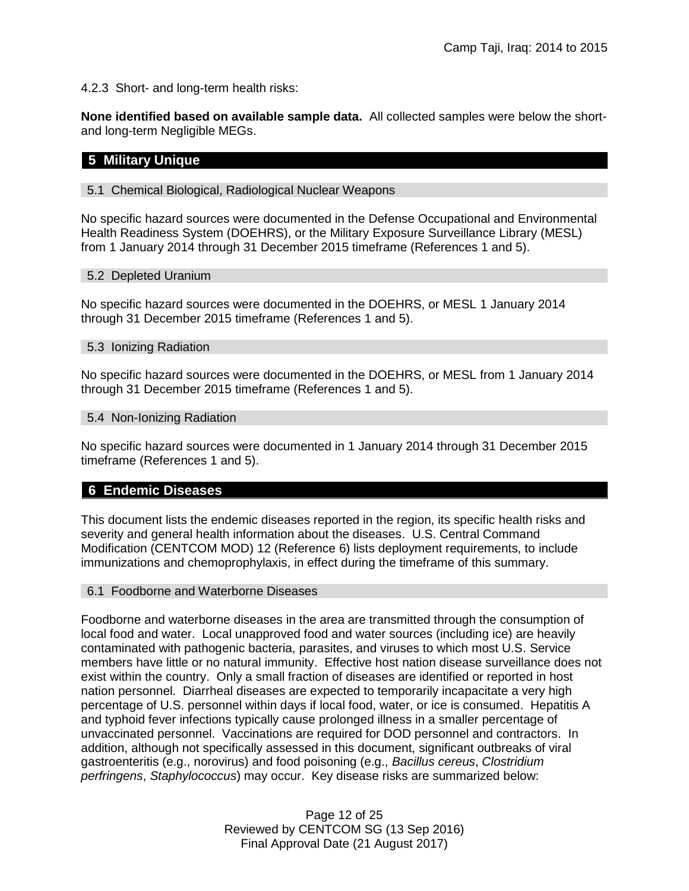4.2.3 Short- and long-term health risks:

**None identified based on available sample data.** All collected samples were below the short- and long-term Negligible MEGs.

## 5 Military Unique

### 5.1 Chemical Biological, Radiological Nuclear Weapons

No specific hazard sources were documented in the Defense Occupational and Environmental Health Readiness System (DOEHRS), or the Military Exposure Surveillance Library (MESL) from 1 January 2014 through 31 December 2015 timeframe (References 1 and 5).

### 5.2 Depleted Uranium

No specific hazard sources were documented in the DOEHRS, or MESL 1 January 2014 through 31 December 2015 timeframe (References 1 and 5).

### 5.3 Ionizing Radiation

No specific hazard sources were documented in the DOEHRS, or MESL from 1 January 2014 through 31 December 2015 timeframe (References 1 and 5).

### 5.4 Non-Ionizing Radiation

No specific hazard sources were documented in 1 January 2014 through 31 December 2015 timeframe (References 1 and 5).

## 6 Endemic Diseases

This document lists the endemic diseases reported in the region, its specific health risks and severity and general health information about the diseases. U.S. Central Command Modification (CENTCOM MOD) 12 (Reference 6) lists deployment requirements, to include immunizations and chemoprophylaxis, in effect during the timeframe of this summary.

### 6.1 Foodborne and Waterborne Diseases

Foodborne and waterborne diseases in the area are transmitted through the consumption of local food and water. Local unapproved food and water sources (including ice) are heavily contaminated with pathogenic bacteria, parasites, and viruses to which most U.S. Service members have little or no natural immunity. Effective host nation disease surveillance does not exist within the country. Only a small fraction of diseases are identified or reported in host nation personnel. Diarrheal diseases are expected to temporarily incapacitate a very high percentage of U.S. personnel within days if local food, water, or ice is consumed. Hepatitis A and typhoid fever infections typically cause prolonged illness in a smaller percentage of unvaccinated personnel. Vaccinations are required for DOD personnel and contractors. In addition, although not specifically assessed in this document, significant outbreaks of viral gastroenteritis (e.g., norovirus) and food poisoning (e.g., *Bacillus cereus*, *Clostridium perfringens*, *Staphylococcus*) may occur. Key disease risks are summarized below: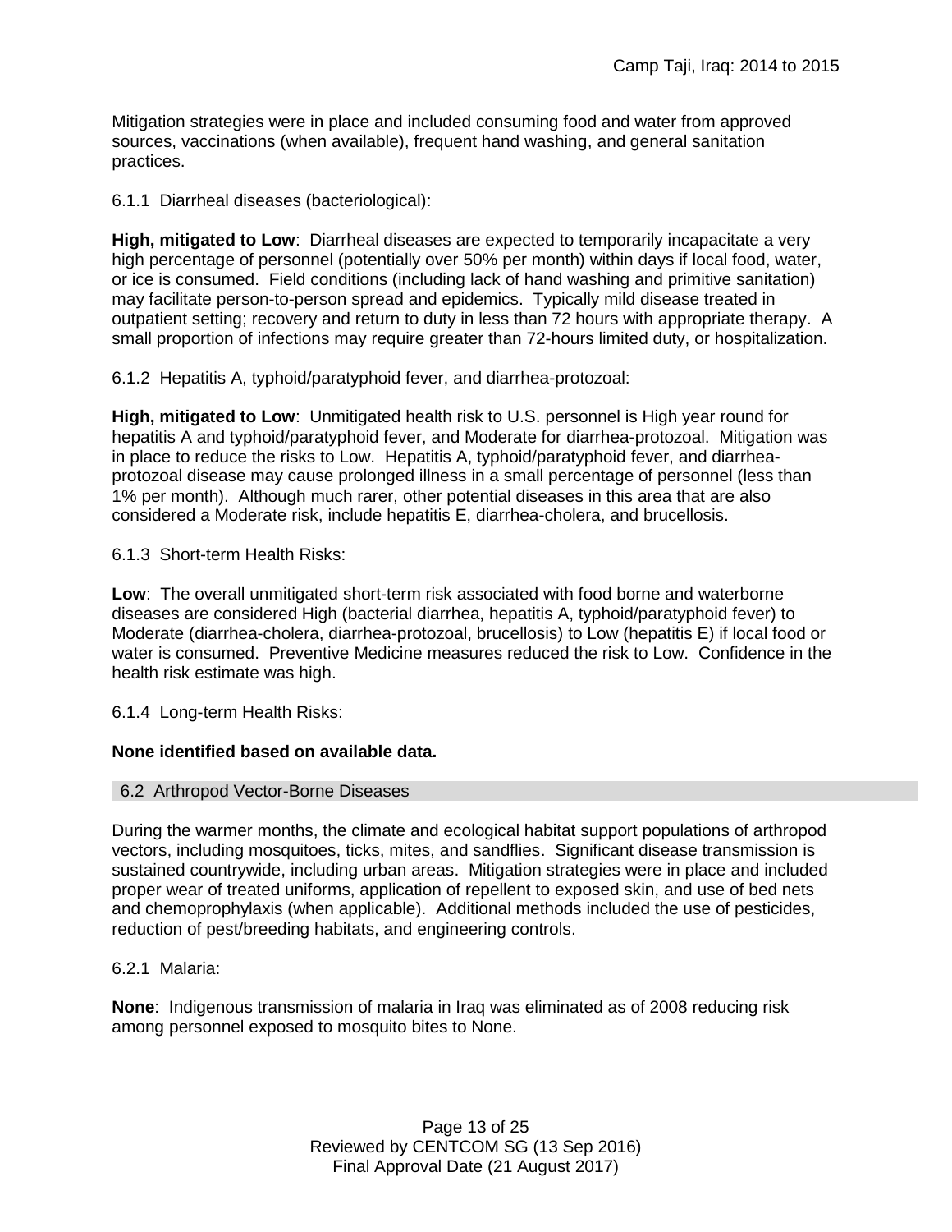Mitigation strategies were in place and included consuming food and water from approved sources, vaccinations (when available), frequent hand washing, and general sanitation practices.

6.1.1 Diarrheal diseases (bacteriological):

**High, mitigated to Low**: Diarrheal diseases are expected to temporarily incapacitate a very high percentage of personnel (potentially over 50% per month) within days if local food, water, or ice is consumed. Field conditions (including lack of hand washing and primitive sanitation) may facilitate person-to-person spread and epidemics. Typically mild disease treated in outpatient setting; recovery and return to duty in less than 72 hours with appropriate therapy. A small proportion of infections may require greater than 72-hours limited duty, or hospitalization.

6.1.2 Hepatitis A, typhoid/paratyphoid fever, and diarrhea-protozoal:

**High, mitigated to Low**: Unmitigated health risk to U.S. personnel is High year round for hepatitis A and typhoid/paratyphoid fever, and Moderate for diarrhea-protozoal. Mitigation was in place to reduce the risks to Low. Hepatitis A, typhoid/paratyphoid fever, and diarrhea-protozoal disease may cause prolonged illness in a small percentage of personnel (less than 1% per month). Although much rarer, other potential diseases in this area that are also considered a Moderate risk, include hepatitis E, diarrhea-cholera, and brucellosis.

6.1.3 Short-term Health Risks:

**Low**: The overall unmitigated short-term risk associated with food borne and waterborne diseases are considered High (bacterial diarrhea, hepatitis A, typhoid/paratyphoid fever) to Moderate (diarrhea-cholera, diarrhea-protozoal, brucellosis) to Low (hepatitis E) if local food or water is consumed. Preventive Medicine measures reduced the risk to Low. Confidence in the health risk estimate was high.

6.1.4 Long-term Health Risks:

**None identified based on available data.**

## 6.2 Arthropod Vector-Borne Diseases

During the warmer months, the climate and ecological habitat support populations of arthropod vectors, including mosquitoes, ticks, mites, and sandflies. Significant disease transmission is sustained countrywide, including urban areas. Mitigation strategies were in place and included proper wear of treated uniforms, application of repellent to exposed skin, and use of bed nets and chemoprophylaxis (when applicable). Additional methods included the use of pesticides, reduction of pest/breeding habitats, and engineering controls.

6.2.1 Malaria:

**None**: Indigenous transmission of malaria in Iraq was eliminated as of 2008 reducing risk among personnel exposed to mosquito bites to None.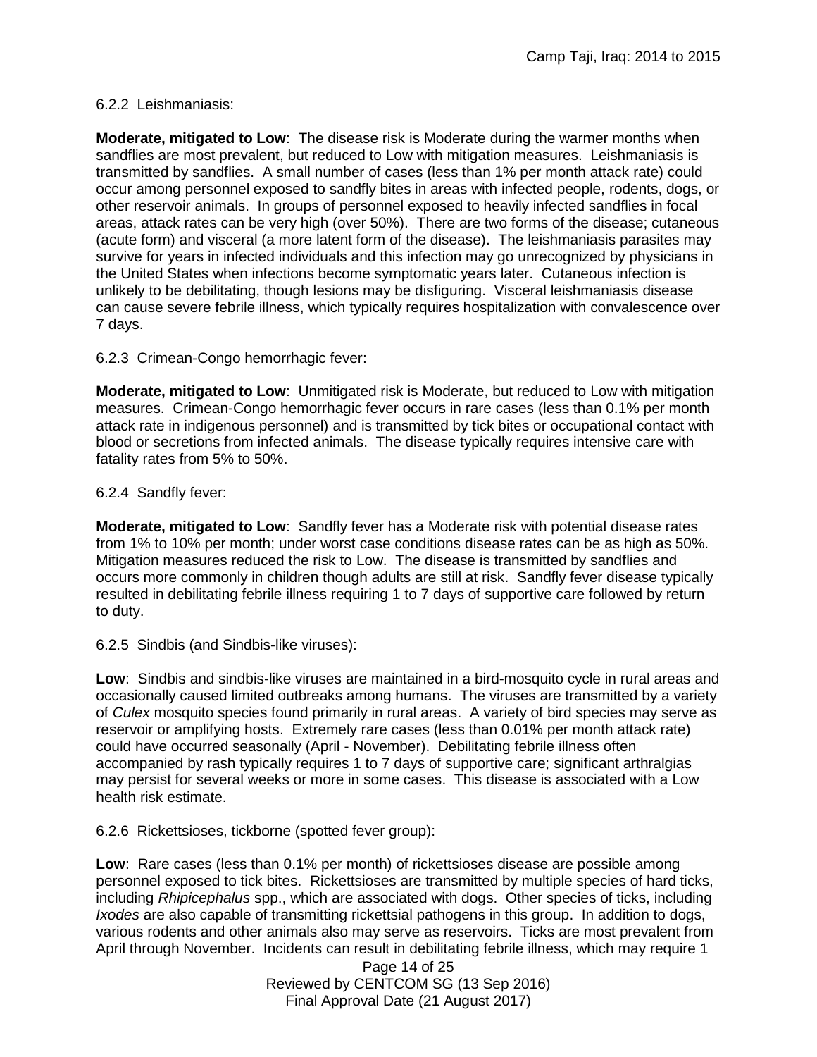6.2.2 Leishmaniasis:

**Moderate, mitigated to Low**: The disease risk is Moderate during the warmer months when sandflies are most prevalent, but reduced to Low with mitigation measures. Leishmaniasis is transmitted by sandflies. A small number of cases (less than 1% per month attack rate) could occur among personnel exposed to sandfly bites in areas with infected people, rodents, dogs, or other reservoir animals. In groups of personnel exposed to heavily infected sandflies in focal areas, attack rates can be very high (over 50%). There are two forms of the disease; cutaneous (acute form) and visceral (a more latent form of the disease). The leishmaniasis parasites may survive for years in infected individuals and this infection may go unrecognized by physicians in the United States when infections become symptomatic years later. Cutaneous infection is unlikely to be debilitating, though lesions may be disfiguring. Visceral leishmaniasis disease can cause severe febrile illness, which typically requires hospitalization with convalescence over 7 days.

6.2.3 Crimean-Congo hemorrhagic fever:

**Moderate, mitigated to Low**: Unmitigated risk is Moderate, but reduced to Low with mitigation measures. Crimean-Congo hemorrhagic fever occurs in rare cases (less than 0.1% per month attack rate in indigenous personnel) and is transmitted by tick bites or occupational contact with blood or secretions from infected animals. The disease typically requires intensive care with fatality rates from 5% to 50%.

6.2.4 Sandfly fever:

**Moderate, mitigated to Low**: Sandfly fever has a Moderate risk with potential disease rates from 1% to 10% per month; under worst case conditions disease rates can be as high as 50%. Mitigation measures reduced the risk to Low. The disease is transmitted by sandflies and occurs more commonly in children though adults are still at risk. Sandfly fever disease typically resulted in debilitating febrile illness requiring 1 to 7 days of supportive care followed by return to duty.

6.2.5 Sindbis (and Sindbis-like viruses):

**Low**: Sindbis and sindbis-like viruses are maintained in a bird-mosquito cycle in rural areas and occasionally caused limited outbreaks among humans. The viruses are transmitted by a variety of *Culex* mosquito species found primarily in rural areas. A variety of bird species may serve as reservoir or amplifying hosts. Extremely rare cases (less than 0.01% per month attack rate) could have occurred seasonally (April - November). Debilitating febrile illness often accompanied by rash typically requires 1 to 7 days of supportive care; significant arthralgias may persist for several weeks or more in some cases. This disease is associated with a Low health risk estimate.

6.2.6 Rickettsioses, tickborne (spotted fever group):

**Low**: Rare cases (less than 0.1% per month) of rickettsioses disease are possible among personnel exposed to tick bites. Rickettsioses are transmitted by multiple species of hard ticks, including *Rhipicephalus* spp., which are associated with dogs. Other species of ticks, including *Ixodes* are also capable of transmitting rickettsial pathogens in this group. In addition to dogs, various rodents and other animals also may serve as reservoirs. Ticks are most prevalent from April through November. Incidents can result in debilitating febrile illness, which may require 1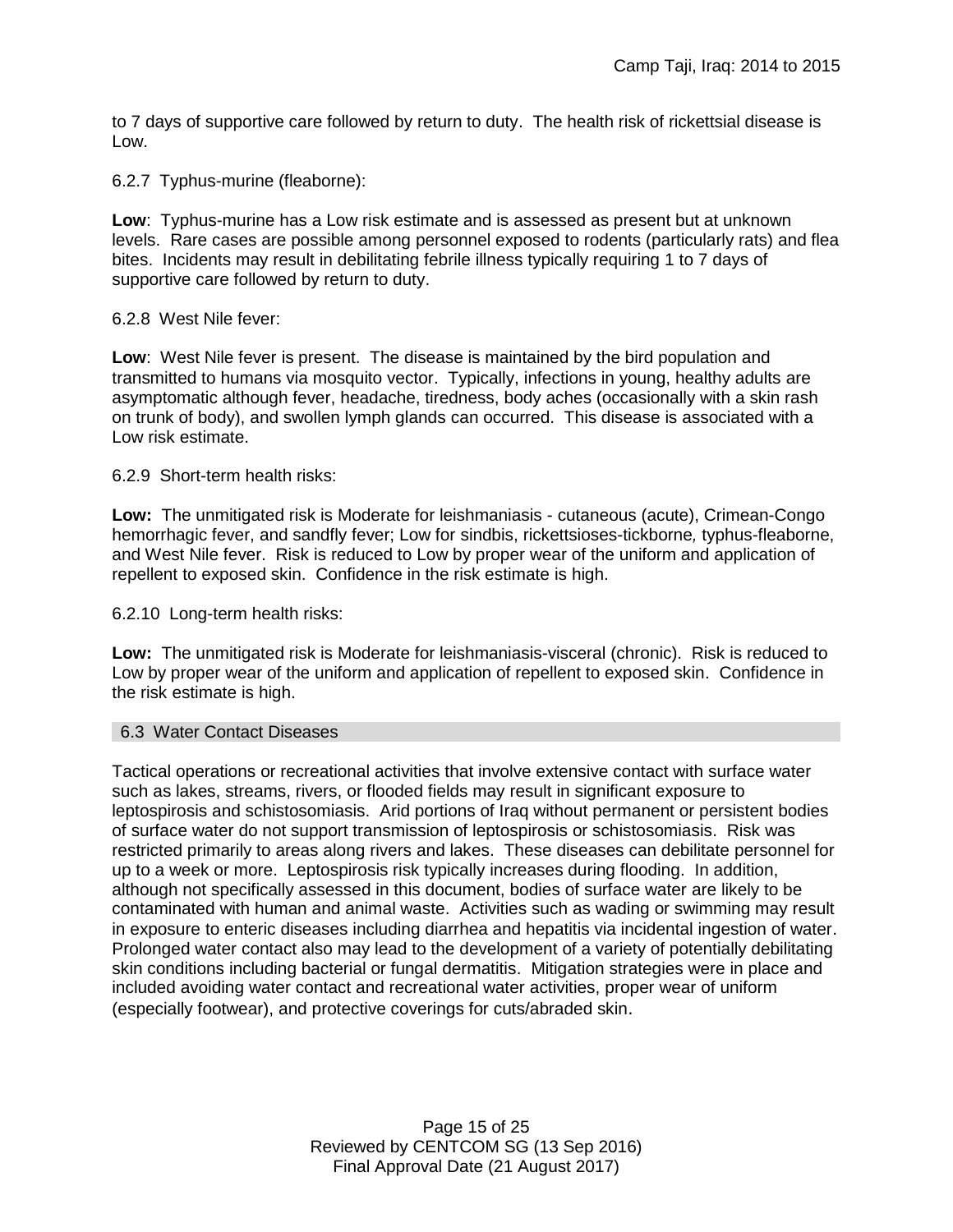to 7 days of supportive care followed by return to duty. The health risk of rickettsial disease is Low.

6.2.7 Typhus-murine (fleaborne):

**Low**: Typhus-murine has a Low risk estimate and is assessed as present but at unknown levels. Rare cases are possible among personnel exposed to rodents (particularly rats) and flea bites. Incidents may result in debilitating febrile illness typically requiring 1 to 7 days of supportive care followed by return to duty.

6.2.8 West Nile fever:

**Low**: West Nile fever is present. The disease is maintained by the bird population and transmitted to humans via mosquito vector. Typically, infections in young, healthy adults are asymptomatic although fever, headache, tiredness, body aches (occasionally with a skin rash on trunk of body), and swollen lymph glands can occurred. This disease is associated with a Low risk estimate.

6.2.9 Short-term health risks:

**Low:** The unmitigated risk is Moderate for leishmaniasis - cutaneous (acute), Crimean-Congo hemorrhagic fever, and sandfly fever; Low for sindbis, rickettsioses-tickborne*,* typhus-fleaborne, and West Nile fever. Risk is reduced to Low by proper wear of the uniform and application of repellent to exposed skin. Confidence in the risk estimate is high.

6.2.10 Long-term health risks:

**Low:** The unmitigated risk is Moderate for leishmaniasis-visceral (chronic). Risk is reduced to Low by proper wear of the uniform and application of repellent to exposed skin. Confidence in the risk estimate is high.

## 6.3 Water Contact Diseases

Tactical operations or recreational activities that involve extensive contact with surface water such as lakes, streams, rivers, or flooded fields may result in significant exposure to leptospirosis and schistosomiasis. Arid portions of Iraq without permanent or persistent bodies of surface water do not support transmission of leptospirosis or schistosomiasis. Risk was restricted primarily to areas along rivers and lakes. These diseases can debilitate personnel for up to a week or more. Leptospirosis risk typically increases during flooding. In addition, although not specifically assessed in this document, bodies of surface water are likely to be contaminated with human and animal waste. Activities such as wading or swimming may result in exposure to enteric diseases including diarrhea and hepatitis via incidental ingestion of water. Prolonged water contact also may lead to the development of a variety of potentially debilitating skin conditions including bacterial or fungal dermatitis. Mitigation strategies were in place and included avoiding water contact and recreational water activities, proper wear of uniform (especially footwear), and protective coverings for cuts/abraded skin.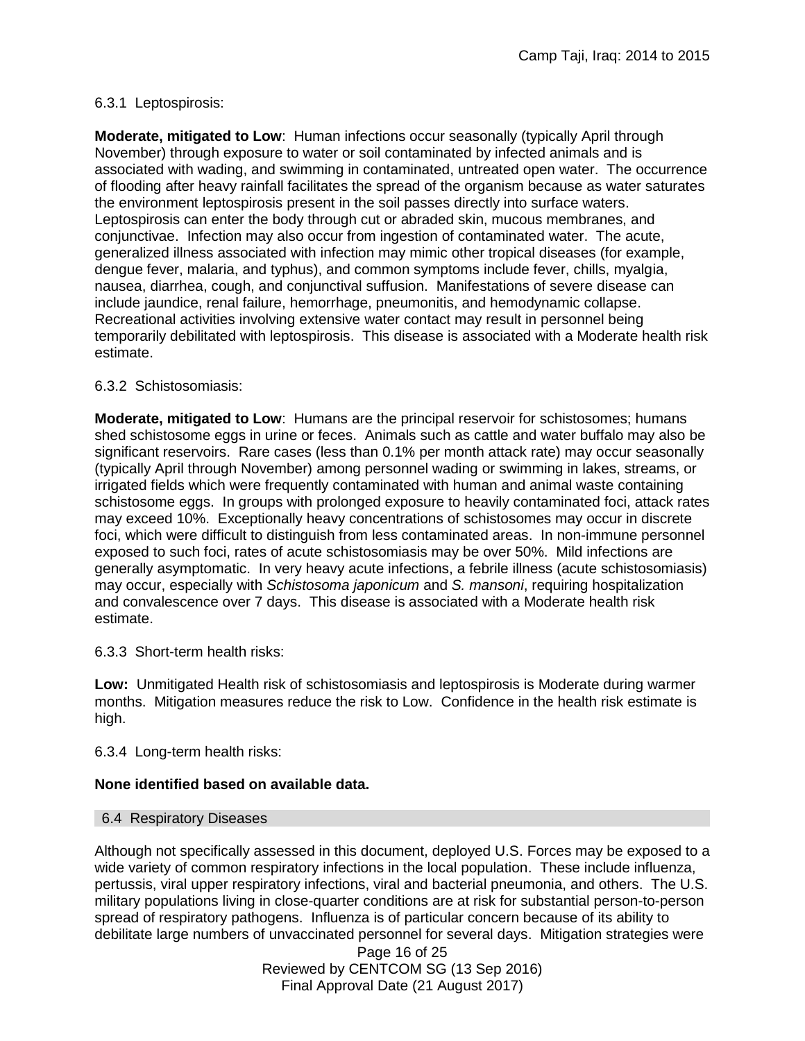6.3.1 Leptospirosis:

**Moderate, mitigated to Low**: Human infections occur seasonally (typically April through November) through exposure to water or soil contaminated by infected animals and is associated with wading, and swimming in contaminated, untreated open water. The occurrence of flooding after heavy rainfall facilitates the spread of the organism because as water saturates the environment leptospirosis present in the soil passes directly into surface waters. Leptospirosis can enter the body through cut or abraded skin, mucous membranes, and conjunctivae. Infection may also occur from ingestion of contaminated water. The acute, generalized illness associated with infection may mimic other tropical diseases (for example, dengue fever, malaria, and typhus), and common symptoms include fever, chills, myalgia, nausea, diarrhea, cough, and conjunctival suffusion. Manifestations of severe disease can include jaundice, renal failure, hemorrhage, pneumonitis, and hemodynamic collapse. Recreational activities involving extensive water contact may result in personnel being temporarily debilitated with leptospirosis. This disease is associated with a Moderate health risk estimate.

6.3.2 Schistosomiasis:

**Moderate, mitigated to Low**: Humans are the principal reservoir for schistosomes; humans shed schistosome eggs in urine or feces. Animals such as cattle and water buffalo may also be significant reservoirs. Rare cases (less than 0.1% per month attack rate) may occur seasonally (typically April through November) among personnel wading or swimming in lakes, streams, or irrigated fields which were frequently contaminated with human and animal waste containing schistosome eggs. In groups with prolonged exposure to heavily contaminated foci, attack rates may exceed 10%. Exceptionally heavy concentrations of schistosomes may occur in discrete foci, which were difficult to distinguish from less contaminated areas. In non-immune personnel exposed to such foci, rates of acute schistosomiasis may be over 50%. Mild infections are generally asymptomatic. In very heavy acute infections, a febrile illness (acute schistosomiasis) may occur, especially with *Schistosoma japonicum* and *S. mansoni*, requiring hospitalization and convalescence over 7 days. This disease is associated with a Moderate health risk estimate.

6.3.3 Short-term health risks:

**Low:** Unmitigated Health risk of schistosomiasis and leptospirosis is Moderate during warmer months. Mitigation measures reduce the risk to Low. Confidence in the health risk estimate is high.

6.3.4 Long-term health risks:

**None identified based on available data.**

## 6.4 Respiratory Diseases

Although not specifically assessed in this document, deployed U.S. Forces may be exposed to a wide variety of common respiratory infections in the local population. These include influenza, pertussis, viral upper respiratory infections, viral and bacterial pneumonia, and others. The U.S. military populations living in close-quarter conditions are at risk for substantial person-to-person spread of respiratory pathogens. Influenza is of particular concern because of its ability to debilitate large numbers of unvaccinated personnel for several days. Mitigation strategies were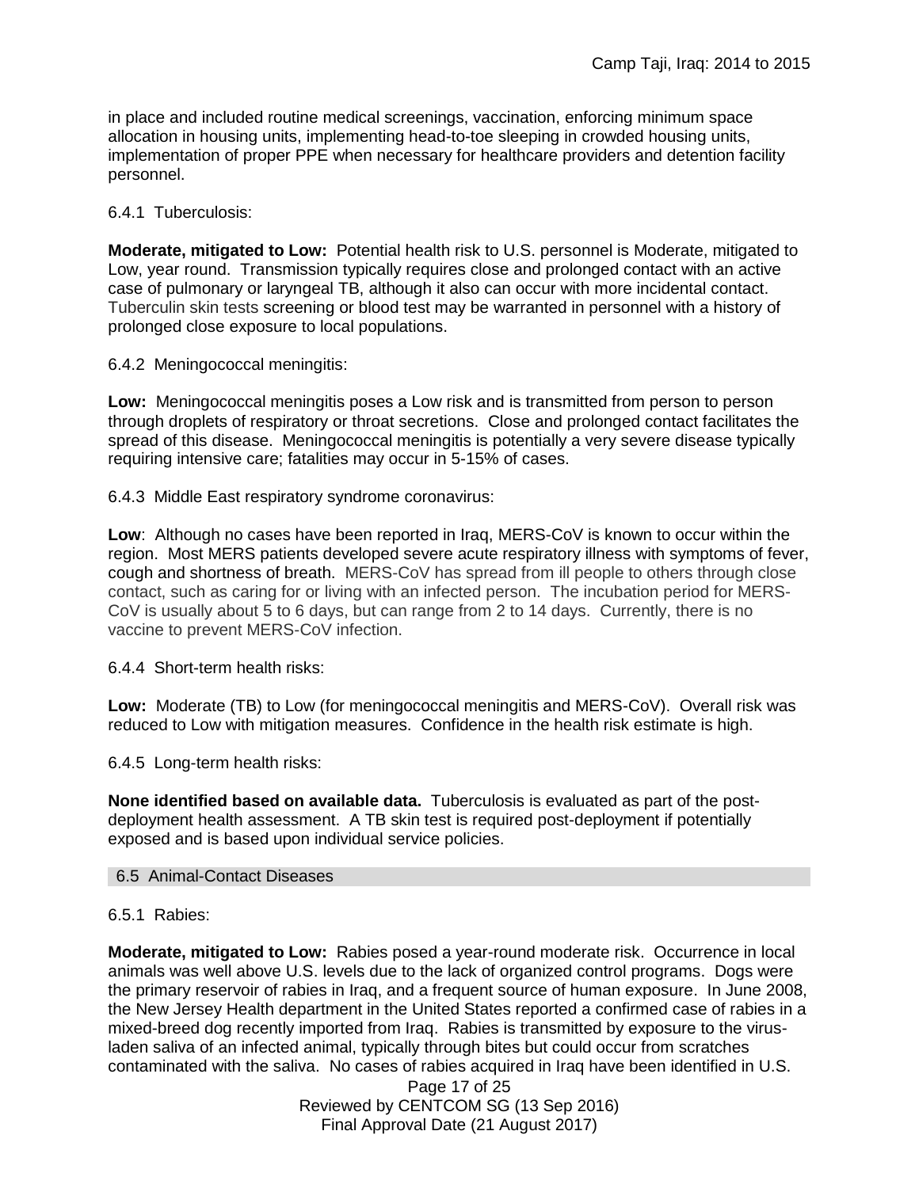in place and included routine medical screenings, vaccination, enforcing minimum space allocation in housing units, implementing head-to-toe sleeping in crowded housing units, implementation of proper PPE when necessary for healthcare providers and detention facility personnel.

6.4.1 Tuberculosis:

**Moderate, mitigated to Low:** Potential health risk to U.S. personnel is Moderate, mitigated to Low, year round. Transmission typically requires close and prolonged contact with an active case of pulmonary or laryngeal TB, although it also can occur with more incidental contact. Tuberculin skin tests screening or blood test may be warranted in personnel with a history of prolonged close exposure to local populations.

6.4.2 Meningococcal meningitis:

**Low:** Meningococcal meningitis poses a Low risk and is transmitted from person to person through droplets of respiratory or throat secretions. Close and prolonged contact facilitates the spread of this disease. Meningococcal meningitis is potentially a very severe disease typically requiring intensive care; fatalities may occur in 5-15% of cases.

6.4.3 Middle East respiratory syndrome coronavirus:

**Low**: Although no cases have been reported in Iraq, MERS-CoV is known to occur within the region. Most MERS patients developed severe acute respiratory illness with symptoms of fever, cough and shortness of breath. MERS-CoV has spread from ill people to others through close contact, such as caring for or living with an infected person. The incubation period for MERS-CoV is usually about 5 to 6 days, but can range from 2 to 14 days. Currently, there is no vaccine to prevent MERS-CoV infection.

6.4.4 Short-term health risks:

**Low:** Moderate (TB) to Low (for meningococcal meningitis and MERS-CoV). Overall risk was reduced to Low with mitigation measures. Confidence in the health risk estimate is high.

6.4.5 Long-term health risks:

**None identified based on available data.** Tuberculosis is evaluated as part of the post-deployment health assessment. A TB skin test is required post-deployment if potentially exposed and is based upon individual service policies.

## 6.5 Animal-Contact Diseases

6.5.1 Rabies:

**Moderate, mitigated to Low:** Rabies posed a year-round moderate risk. Occurrence in local animals was well above U.S. levels due to the lack of organized control programs. Dogs were the primary reservoir of rabies in Iraq, and a frequent source of human exposure. In June 2008, the New Jersey Health department in the United States reported a confirmed case of rabies in a mixed-breed dog recently imported from Iraq. Rabies is transmitted by exposure to the virus-laden saliva of an infected animal, typically through bites but could occur from scratches contaminated with the saliva. No cases of rabies acquired in Iraq have been identified in U.S.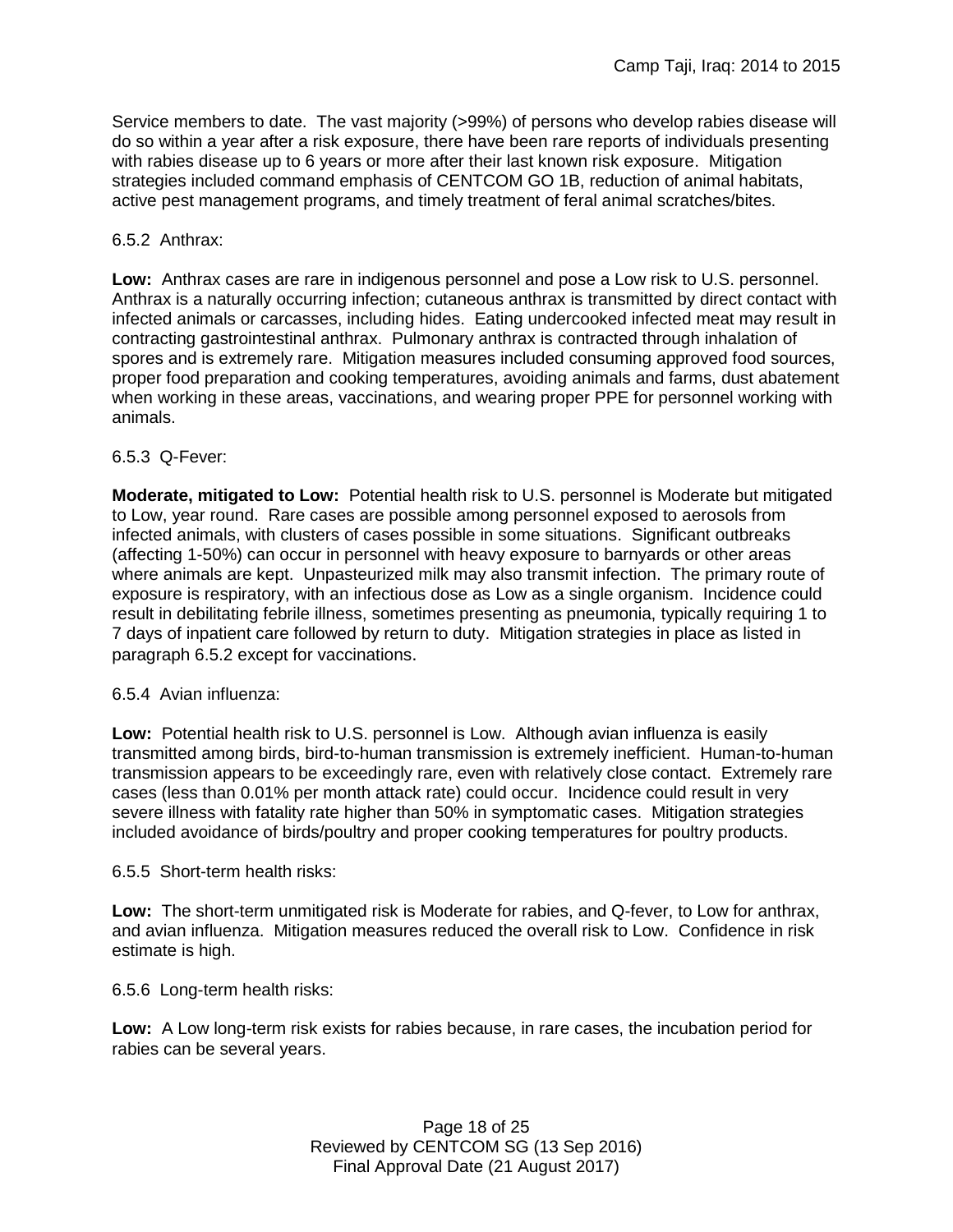Service members to date. The vast majority (>99%) of persons who develop rabies disease will do so within a year after a risk exposure, there have been rare reports of individuals presenting with rabies disease up to 6 years or more after their last known risk exposure. Mitigation strategies included command emphasis of CENTCOM GO 1B, reduction of animal habitats, active pest management programs, and timely treatment of feral animal scratches/bites.

6.5.2 Anthrax:

**Low:** Anthrax cases are rare in indigenous personnel and pose a Low risk to U.S. personnel. Anthrax is a naturally occurring infection; cutaneous anthrax is transmitted by direct contact with infected animals or carcasses, including hides. Eating undercooked infected meat may result in contracting gastrointestinal anthrax. Pulmonary anthrax is contracted through inhalation of spores and is extremely rare. Mitigation measures included consuming approved food sources, proper food preparation and cooking temperatures, avoiding animals and farms, dust abatement when working in these areas, vaccinations, and wearing proper PPE for personnel working with animals.

6.5.3 Q-Fever:

**Moderate, mitigated to Low:** Potential health risk to U.S. personnel is Moderate but mitigated to Low, year round. Rare cases are possible among personnel exposed to aerosols from infected animals, with clusters of cases possible in some situations. Significant outbreaks (affecting 1-50%) can occur in personnel with heavy exposure to barnyards or other areas where animals are kept. Unpasteurized milk may also transmit infection. The primary route of exposure is respiratory, with an infectious dose as Low as a single organism. Incidence could result in debilitating febrile illness, sometimes presenting as pneumonia, typically requiring 1 to 7 days of inpatient care followed by return to duty. Mitigation strategies in place as listed in paragraph 6.5.2 except for vaccinations.

6.5.4 Avian influenza:

**Low:** Potential health risk to U.S. personnel is Low. Although avian influenza is easily transmitted among birds, bird-to-human transmission is extremely inefficient. Human-to-human transmission appears to be exceedingly rare, even with relatively close contact. Extremely rare cases (less than 0.01% per month attack rate) could occur. Incidence could result in very severe illness with fatality rate higher than 50% in symptomatic cases. Mitigation strategies included avoidance of birds/poultry and proper cooking temperatures for poultry products.

6.5.5 Short-term health risks:

**Low:** The short-term unmitigated risk is Moderate for rabies, and Q-fever, to Low for anthrax, and avian influenza. Mitigation measures reduced the overall risk to Low. Confidence in risk estimate is high.

6.5.6 Long-term health risks:

**Low:** A Low long-term risk exists for rabies because, in rare cases, the incubation period for rabies can be several years.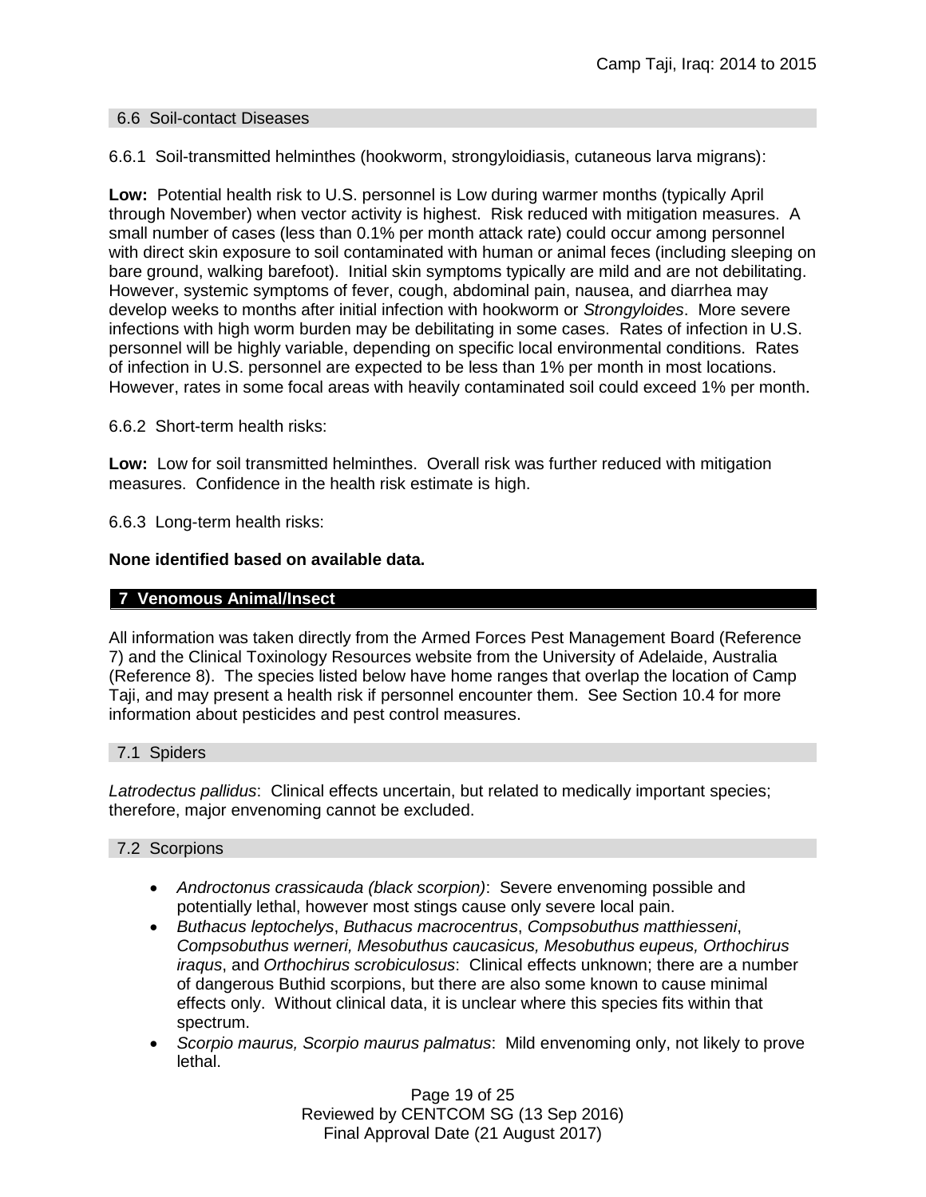### 6.6 Soil-contact Diseases

6.6.1 Soil-transmitted helminthes (hookworm, strongyloidiasis, cutaneous larva migrans):

**Low:** Potential health risk to U.S. personnel is Low during warmer months (typically April through November) when vector activity is highest. Risk reduced with mitigation measures. A small number of cases (less than 0.1% per month attack rate) could occur among personnel with direct skin exposure to soil contaminated with human or animal feces (including sleeping on bare ground, walking barefoot). Initial skin symptoms typically are mild and are not debilitating. However, systemic symptoms of fever, cough, abdominal pain, nausea, and diarrhea may develop weeks to months after initial infection with hookworm or *Strongyloides*. More severe infections with high worm burden may be debilitating in some cases. Rates of infection in U.S. personnel will be highly variable, depending on specific local environmental conditions. Rates of infection in U.S. personnel are expected to be less than 1% per month in most locations. However, rates in some focal areas with heavily contaminated soil could exceed 1% per month.

6.6.2 Short-term health risks:

**Low:** Low for soil transmitted helminthes. Overall risk was further reduced with mitigation measures. Confidence in the health risk estimate is high.

6.6.3 Long-term health risks:

**None identified based on available data.**

## 7 Venomous Animal/Insect

All information was taken directly from the Armed Forces Pest Management Board (Reference 7) and the Clinical Toxinology Resources website from the University of Adelaide, Australia (Reference 8). The species listed below have home ranges that overlap the location of Camp Taji, and may present a health risk if personnel encounter them. See Section 10.4 for more information about pesticides and pest control measures.

### 7.1 Spiders

*Latrodectus pallidus*: Clinical effects uncertain, but related to medically important species; therefore, major envenoming cannot be excluded.

### 7.2 Scorpions

- *Androctonus crassicauda (black scorpion)*: Severe envenoming possible and potentially lethal, however most stings cause only severe local pain.
- *Buthacus leptochelys*, *Buthacus macrocentrus*, *Compsobuthus matthiesseni*, *Compsobuthus werneri, Mesobuthus caucasicus, Mesobuthus eupeus, Orthochirus iraqus*, and *Orthochirus scrobiculosus*: Clinical effects unknown; there are a number of dangerous Buthid scorpions, but there are also some known to cause minimal effects only. Without clinical data, it is unclear where this species fits within that spectrum.
- *Scorpio maurus, Scorpio maurus palmatus*: Mild envenoming only, not likely to prove lethal.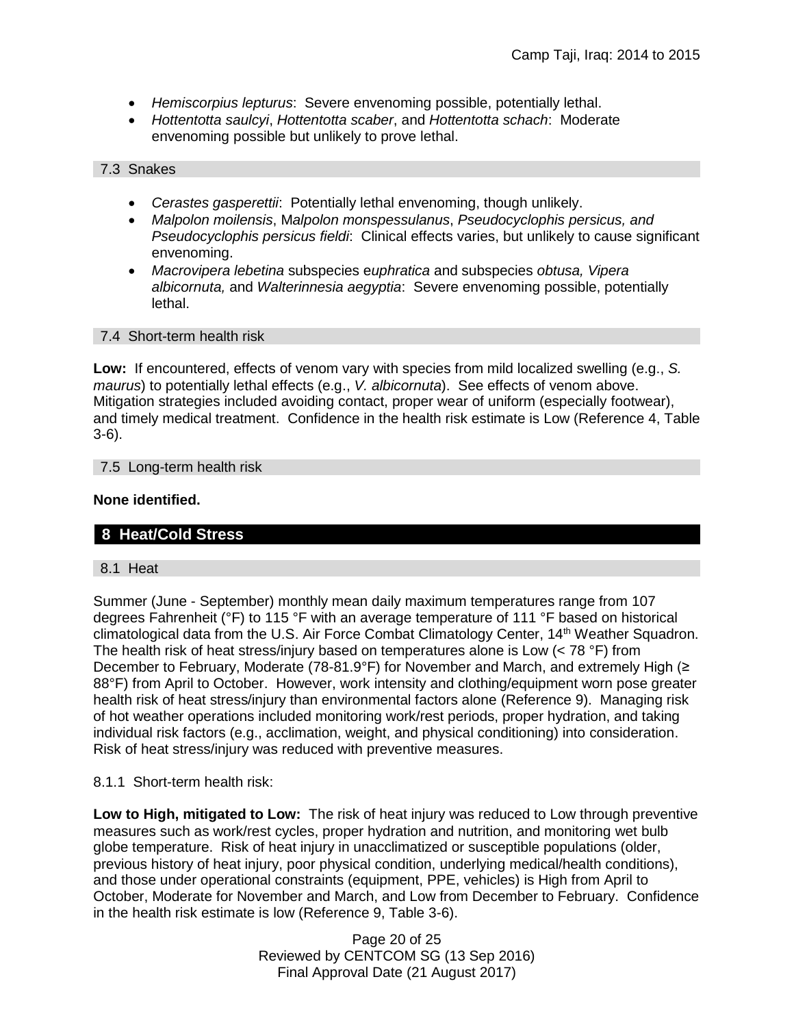- *Hemiscorpius lepturus*: Severe envenoming possible, potentially lethal.
- *Hottentotta saulcyi*, *Hottentotta scaber*, and *Hottentotta schach*: Moderate envenoming possible but unlikely to prove lethal.

### 7.3 Snakes

- *Cerastes gasperettii*: Potentially lethal envenoming, though unlikely.
- *Malpolon moilensis*, M*alpolon monspessulanus*, *Pseudocyclophis persicus, and Pseudocyclophis persicus fieldi*: Clinical effects varies, but unlikely to cause significant envenoming.
- *Macrovipera lebetina* subspecies e*uphratica* and subspecies *obtusa, Vipera albicornuta,* and *Walterinnesia aegyptia*: Severe envenoming possible, potentially lethal.

### 7.4 Short-term health risk

**Low:** If encountered, effects of venom vary with species from mild localized swelling (e.g., *S. maurus*) to potentially lethal effects (e.g., *V. albicornuta*). See effects of venom above. Mitigation strategies included avoiding contact, proper wear of uniform (especially footwear), and timely medical treatment. Confidence in the health risk estimate is Low (Reference 4, Table 3-6).

### 7.5 Long-term health risk

**None identified.**

## 8 Heat/Cold Stress

### 8.1 Heat

Summer (June - September) monthly mean daily maximum temperatures range from 107 degrees Fahrenheit (°F) to 115 °F with an average temperature of 111 °F based on historical climatological data from the U.S. Air Force Combat Climatology Center, 14th Weather Squadron. The health risk of heat stress/injury based on temperatures alone is Low (< 78 °F) from December to February, Moderate (78-81.9°F) for November and March, and extremely High (≥ 88°F) from April to October. However, work intensity and clothing/equipment worn pose greater health risk of heat stress/injury than environmental factors alone (Reference 9). Managing risk of hot weather operations included monitoring work/rest periods, proper hydration, and taking individual risk factors (e.g., acclimation, weight, and physical conditioning) into consideration. Risk of heat stress/injury was reduced with preventive measures.

8.1.1 Short-term health risk:

**Low to High, mitigated to Low:** The risk of heat injury was reduced to Low through preventive measures such as work/rest cycles, proper hydration and nutrition, and monitoring wet bulb globe temperature. Risk of heat injury in unacclimatized or susceptible populations (older, previous history of heat injury, poor physical condition, underlying medical/health conditions), and those under operational constraints (equipment, PPE, vehicles) is High from April to October, Moderate for November and March, and Low from December to February. Confidence in the health risk estimate is low (Reference 9, Table 3-6).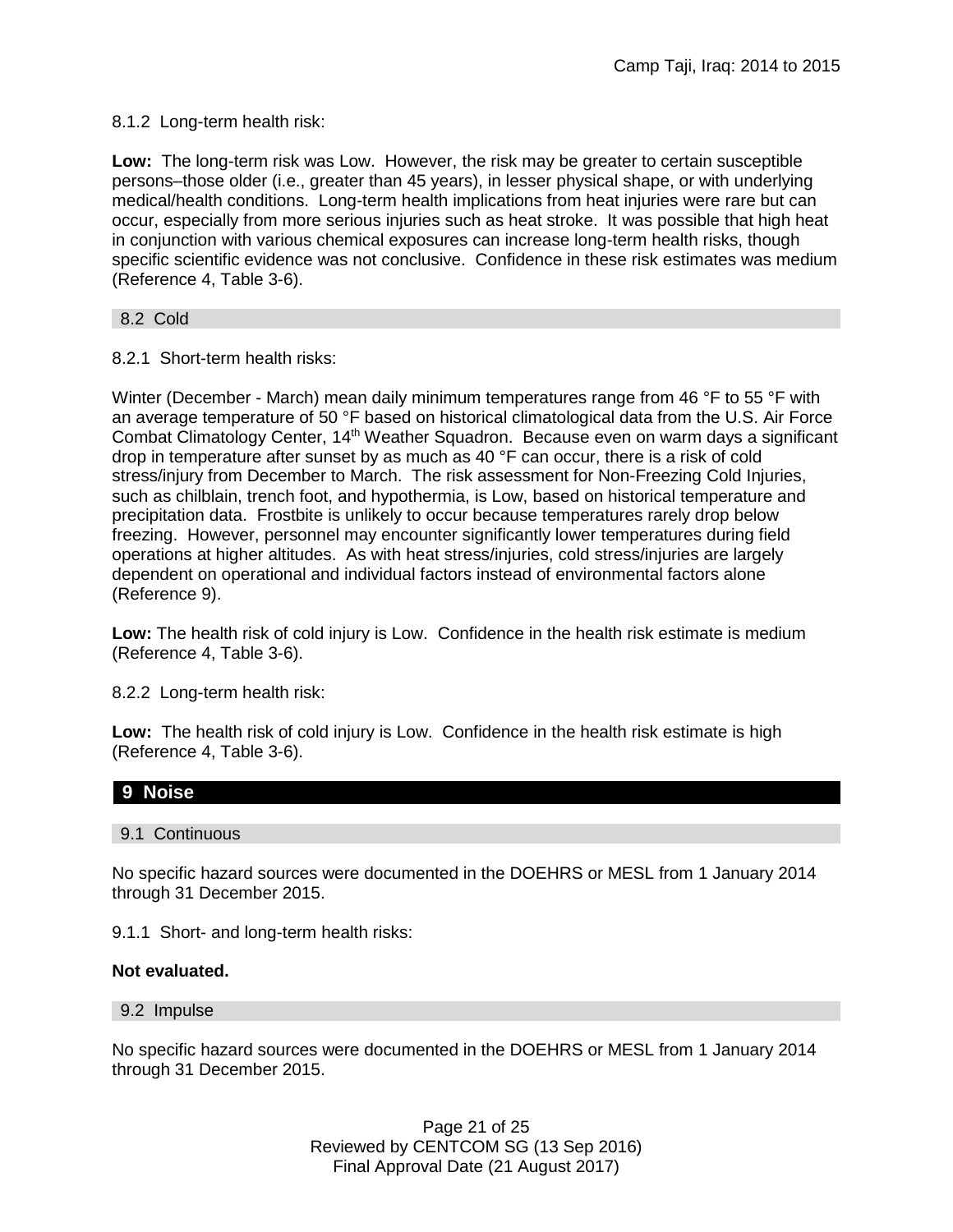8.1.2 Long-term health risk:

**Low:** The long-term risk was Low. However, the risk may be greater to certain susceptible persons–those older (i.e., greater than 45 years), in lesser physical shape, or with underlying medical/health conditions. Long-term health implications from heat injuries were rare but can occur, especially from more serious injuries such as heat stroke. It was possible that high heat in conjunction with various chemical exposures can increase long-term health risks, though specific scientific evidence was not conclusive. Confidence in these risk estimates was medium (Reference 4, Table 3-6).

### 8.2 Cold

8.2.1 Short-term health risks:

Winter (December - March) mean daily minimum temperatures range from 46 °F to 55 °F with an average temperature of 50 °F based on historical climatological data from the U.S. Air Force Combat Climatology Center, 14th Weather Squadron. Because even on warm days a significant drop in temperature after sunset by as much as 40 °F can occur, there is a risk of cold stress/injury from December to March. The risk assessment for Non-Freezing Cold Injuries, such as chilblain, trench foot, and hypothermia, is Low, based on historical temperature and precipitation data. Frostbite is unlikely to occur because temperatures rarely drop below freezing. However, personnel may encounter significantly lower temperatures during field operations at higher altitudes. As with heat stress/injuries, cold stress/injuries are largely dependent on operational and individual factors instead of environmental factors alone (Reference 9).

**Low:** The health risk of cold injury is Low. Confidence in the health risk estimate is medium (Reference 4, Table 3-6).

8.2.2 Long-term health risk:

**Low:** The health risk of cold injury is Low. Confidence in the health risk estimate is high (Reference 4, Table 3-6).

## 9 Noise

### 9.1 Continuous

No specific hazard sources were documented in the DOEHRS or MESL from 1 January 2014 through 31 December 2015.

9.1.1 Short- and long-term health risks:

**Not evaluated.**

### 9.2 Impulse

No specific hazard sources were documented in the DOEHRS or MESL from 1 January 2014 through 31 December 2015.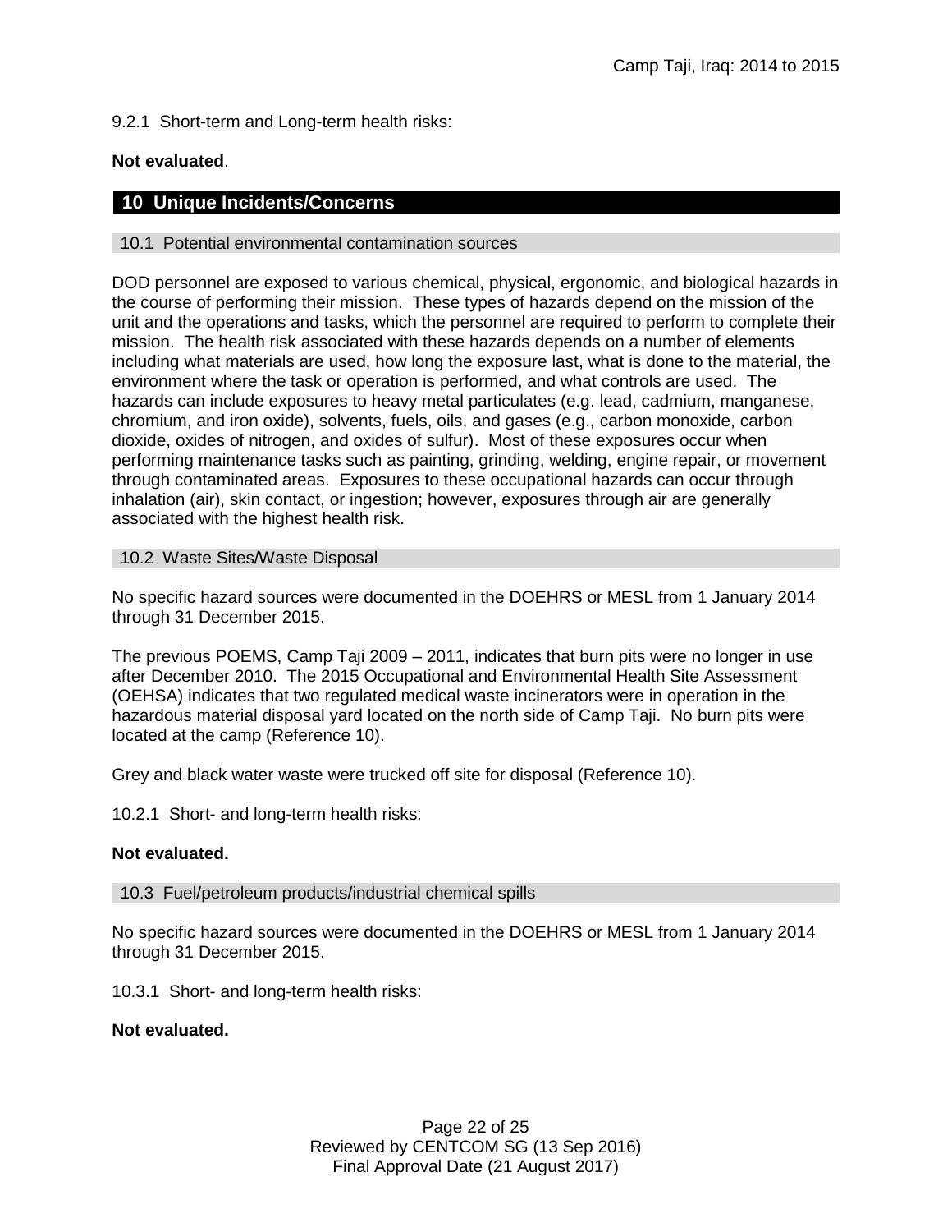9.2.1 Short-term and Long-term health risks:

**Not evaluated**.

## 10 Unique Incidents/Concerns

### 10.1 Potential environmental contamination sources

DOD personnel are exposed to various chemical, physical, ergonomic, and biological hazards in the course of performing their mission. These types of hazards depend on the mission of the unit and the operations and tasks, which the personnel are required to perform to complete their mission. The health risk associated with these hazards depends on a number of elements including what materials are used, how long the exposure last, what is done to the material, the environment where the task or operation is performed, and what controls are used. The hazards can include exposures to heavy metal particulates (e.g. lead, cadmium, manganese, chromium, and iron oxide), solvents, fuels, oils, and gases (e.g., carbon monoxide, carbon dioxide, oxides of nitrogen, and oxides of sulfur). Most of these exposures occur when performing maintenance tasks such as painting, grinding, welding, engine repair, or movement through contaminated areas. Exposures to these occupational hazards can occur through inhalation (air), skin contact, or ingestion; however, exposures through air are generally associated with the highest health risk.

### 10.2 Waste Sites/Waste Disposal

No specific hazard sources were documented in the DOEHRS or MESL from 1 January 2014 through 31 December 2015.

The previous POEMS, Camp Taji 2009 – 2011, indicates that burn pits were no longer in use after December 2010. The 2015 Occupational and Environmental Health Site Assessment (OEHSA) indicates that two regulated medical waste incinerators were in operation in the hazardous material disposal yard located on the north side of Camp Taji. No burn pits were located at the camp (Reference 10).

Grey and black water waste were trucked off site for disposal (Reference 10).

10.2.1 Short- and long-term health risks:

**Not evaluated.**

### 10.3 Fuel/petroleum products/industrial chemical spills

No specific hazard sources were documented in the DOEHRS or MESL from 1 January 2014 through 31 December 2015.

10.3.1 Short- and long-term health risks:

**Not evaluated.**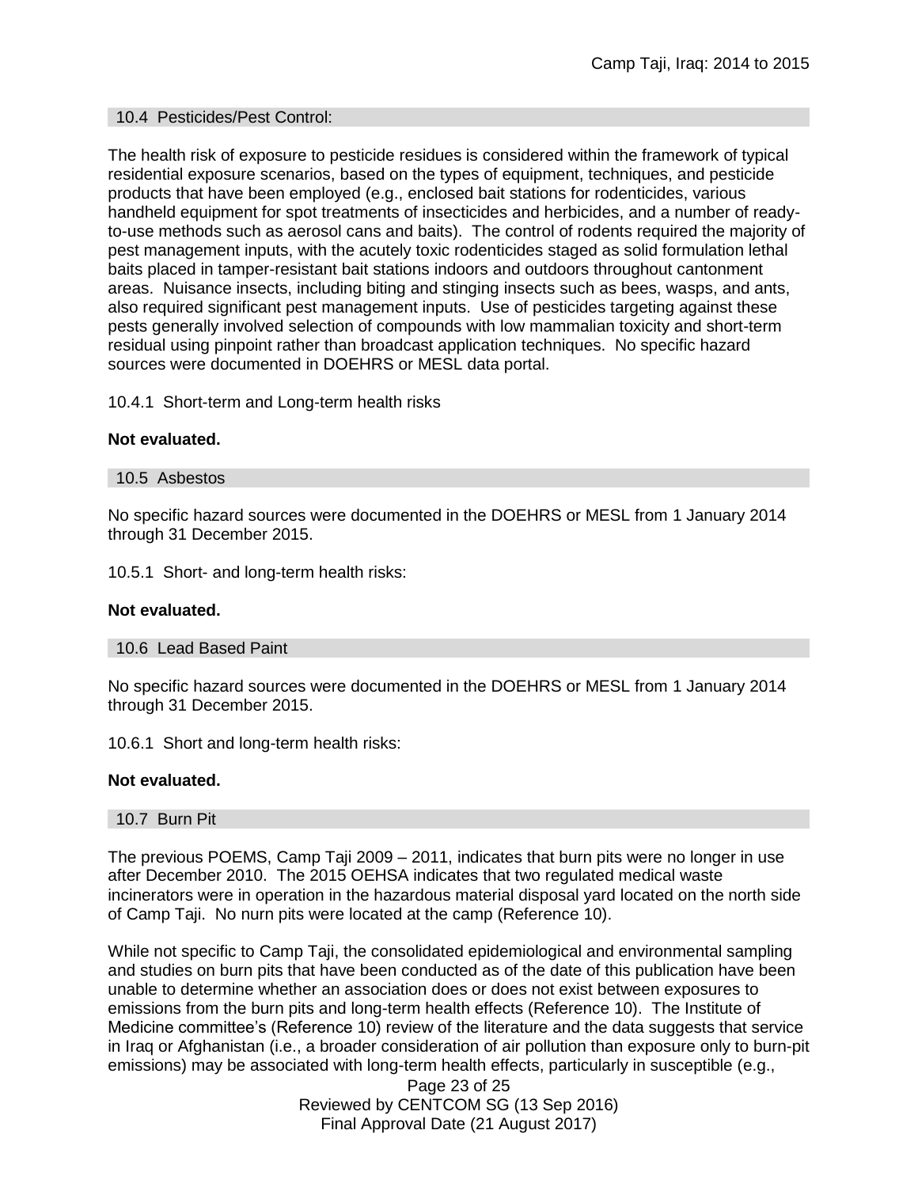### 10.4 Pesticides/Pest Control:

The health risk of exposure to pesticide residues is considered within the framework of typical residential exposure scenarios, based on the types of equipment, techniques, and pesticide products that have been employed (e.g., enclosed bait stations for rodenticides, various handheld equipment for spot treatments of insecticides and herbicides, and a number of ready-to-use methods such as aerosol cans and baits). The control of rodents required the majority of pest management inputs, with the acutely toxic rodenticides staged as solid formulation lethal baits placed in tamper-resistant bait stations indoors and outdoors throughout cantonment areas. Nuisance insects, including biting and stinging insects such as bees, wasps, and ants, also required significant pest management inputs. Use of pesticides targeting against these pests generally involved selection of compounds with low mammalian toxicity and short-term residual using pinpoint rather than broadcast application techniques. No specific hazard sources were documented in DOEHRS or MESL data portal.

10.4.1 Short-term and Long-term health risks

**Not evaluated.**

### 10.5 Asbestos

No specific hazard sources were documented in the DOEHRS or MESL from 1 January 2014 through 31 December 2015.

10.5.1 Short- and long-term health risks:

**Not evaluated.**

### 10.6 Lead Based Paint

No specific hazard sources were documented in the DOEHRS or MESL from 1 January 2014 through 31 December 2015.

10.6.1 Short and long-term health risks:

**Not evaluated.**

### 10.7 Burn Pit

The previous POEMS, Camp Taji 2009 – 2011, indicates that burn pits were no longer in use after December 2010. The 2015 OEHSA indicates that two regulated medical waste incinerators were in operation in the hazardous material disposal yard located on the north side of Camp Taji. No nurn pits were located at the camp (Reference 10).

While not specific to Camp Taji, the consolidated epidemiological and environmental sampling and studies on burn pits that have been conducted as of the date of this publication have been unable to determine whether an association does or does not exist between exposures to emissions from the burn pits and long-term health effects (Reference 10). The Institute of Medicine committee's (Reference 10) review of the literature and the data suggests that service in Iraq or Afghanistan (i.e., a broader consideration of air pollution than exposure only to burn-pit emissions) may be associated with long-term health effects, particularly in susceptible (e.g.,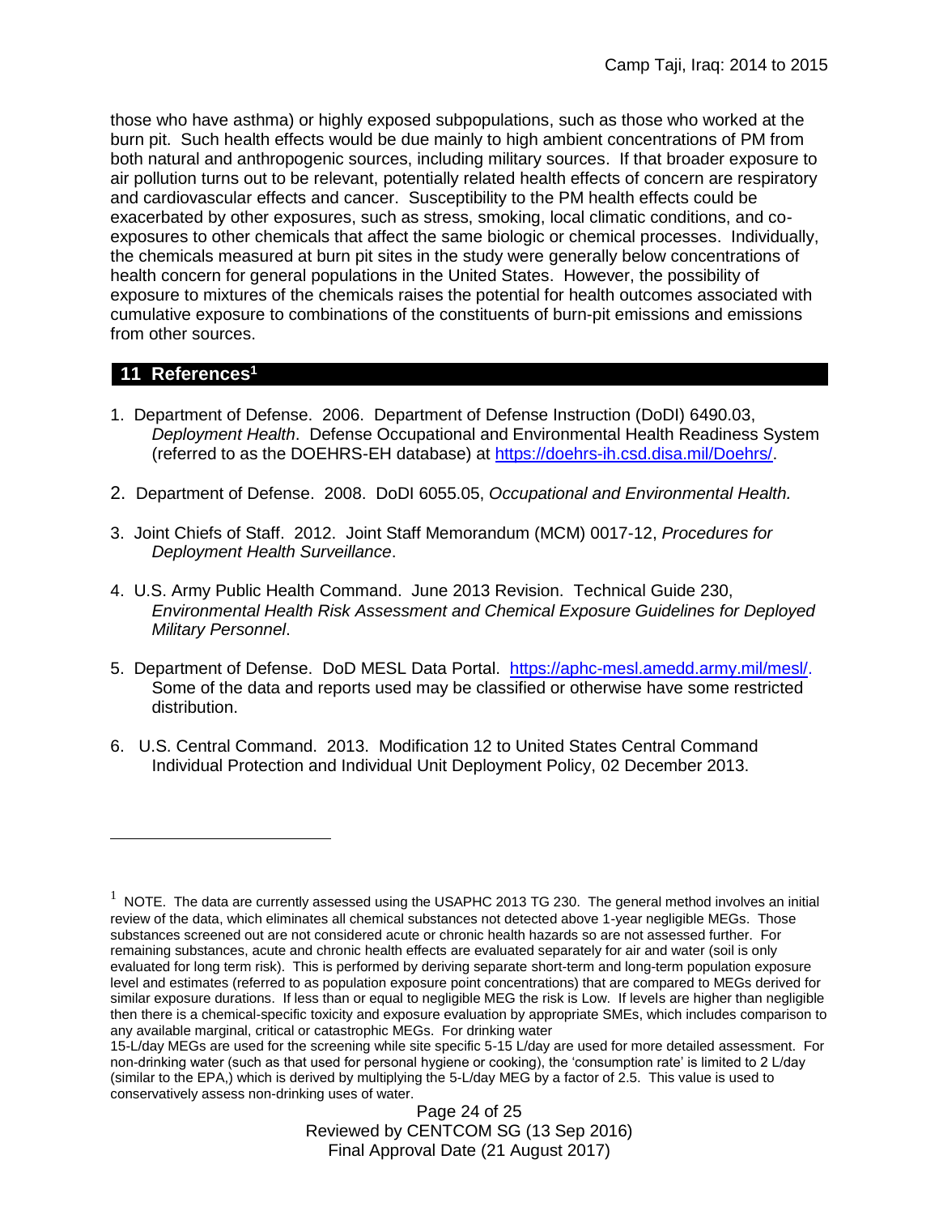those who have asthma) or highly exposed subpopulations, such as those who worked at the burn pit. Such health effects would be due mainly to high ambient concentrations of PM from both natural and anthropogenic sources, including military sources. If that broader exposure to air pollution turns out to be relevant, potentially related health effects of concern are respiratory and cardiovascular effects and cancer. Susceptibility to the PM health effects could be exacerbated by other exposures, such as stress, smoking, local climatic conditions, and co-exposures to other chemicals that affect the same biologic or chemical processes. Individually, the chemicals measured at burn pit sites in the study were generally below concentrations of health concern for general populations in the United States. However, the possibility of exposure to mixtures of the chemicals raises the potential for health outcomes associated with cumulative exposure to combinations of the constituents of burn-pit emissions and emissions from other sources.

## 11 References[1]

1. Department of Defense. 2006. Department of Defense Instruction (DoDI) 6490.03, *Deployment Health*. Defense Occupational and Environmental Health Readiness System (referred to as the DOEHRS-EH database) at https://doehrs-ih.csd.disa.mil/Doehrs/.

2. Department of Defense. 2008. DoDI 6055.05, *Occupational and Environmental Health.*

3. Joint Chiefs of Staff. 2012. Joint Staff Memorandum (MCM) 0017-12, *Procedures for Deployment Health Surveillance*.

4. U.S. Army Public Health Command. June 2013 Revision. Technical Guide 230, *Environmental Health Risk Assessment and Chemical Exposure Guidelines for Deployed Military Personnel*.

5. Department of Defense. DoD MESL Data Portal. https://aphc-mesl.amedd.army.mil/mesl/. Some of the data and reports used may be classified or otherwise have some restricted distribution.

6. U.S. Central Command. 2013. Modification 12 to United States Central Command Individual Protection and Individual Unit Deployment Policy, 02 December 2013.

---

[1] NOTE. The data are currently assessed using the USAPHC 2013 TG 230. The general method involves an initial review of the data, which eliminates all chemical substances not detected above 1-year negligible MEGs. Those substances screened out are not considered acute or chronic health hazards so are not assessed further. For remaining substances, acute and chronic health effects are evaluated separately for air and water (soil is only evaluated for long term risk). This is performed by deriving separate short-term and long-term population exposure level and estimates (referred to as population exposure point concentrations) that are compared to MEGs derived for similar exposure durations. If less than or equal to negligible MEG the risk is Low. If levels are higher than negligible then there is a chemical-specific toxicity and exposure evaluation by appropriate SMEs, which includes comparison to any available marginal, critical or catastrophic MEGs. For drinking water 15-L/day MEGs are used for the screening while site specific 5-15 L/day are used for more detailed assessment. For non-drinking water (such as that used for personal hygiene or cooking), the 'consumption rate' is limited to 2 L/day (similar to the EPA,) which is derived by multiplying the 5-L/day MEG by a factor of 2.5. This value is used to conservatively assess non-drinking uses of water.

Reviewed by CENTCOM SG (13 Sep 2016)
Final Approval Date (21 August 2017)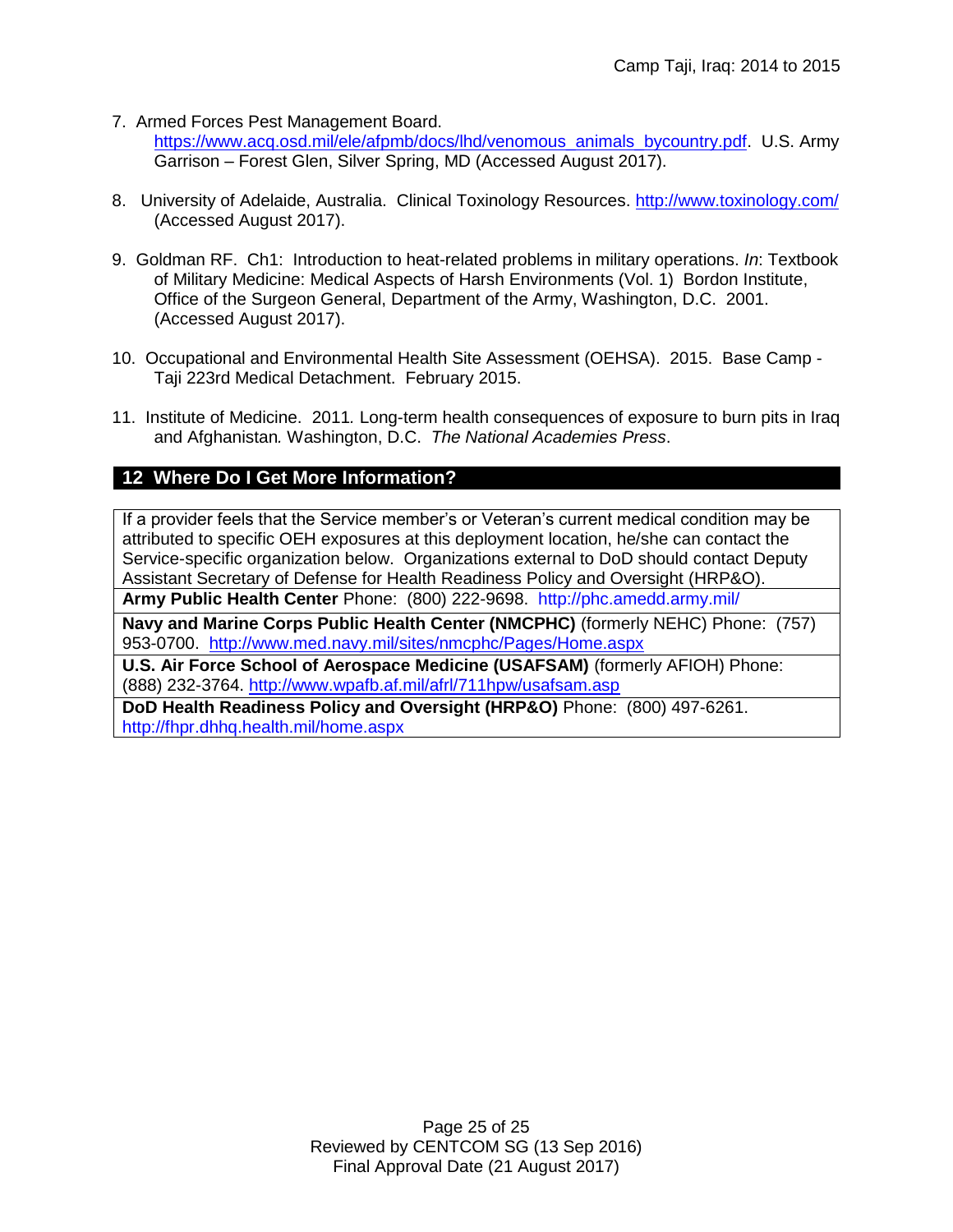7. Armed Forces Pest Management Board. https://www.acq.osd.mil/ele/afpmb/docs/lhd/venomous_animals_bycountry.pdf. U.S. Army Garrison – Forest Glen, Silver Spring, MD (Accessed August 2017).

8. University of Adelaide, Australia. Clinical Toxinology Resources. http://www.toxinology.com/ (Accessed August 2017).

9. Goldman RF. Ch1: Introduction to heat-related problems in military operations. *In*: Textbook of Military Medicine: Medical Aspects of Harsh Environments (Vol. 1) Bordon Institute, Office of the Surgeon General, Department of the Army, Washington, D.C. 2001. (Accessed August 2017).

10. Occupational and Environmental Health Site Assessment (OEHSA). 2015. Base Camp - Taji 223rd Medical Detachment. February 2015.

11. Institute of Medicine. 2011. Long-term health consequences of exposure to burn pits in Iraq and Afghanistan. Washington, D.C. *The National Academies Press*.

## 12 Where Do I Get More Information?

| |
|---|
| If a provider feels that the Service member's or Veteran's current medical condition may be attributed to specific OEH exposures at this deployment location, he/she can contact the Service-specific organization below. Organizations external to DoD should contact Deputy Assistant Secretary of Defense for Health Readiness Policy and Oversight (HRP&O). |
| **Army Public Health Center** Phone: (800) 222-9698. http://phc.amedd.army.mil/ |
| **Navy and Marine Corps Public Health Center (NMCPHC)** (formerly NEHC) Phone: (757) 953-0700. http://www.med.navy.mil/sites/nmcphc/Pages/Home.aspx |
| **U.S. Air Force School of Aerospace Medicine (USAFSAM)** (formerly AFIOH) Phone: (888) 232-3764. http://www.wpafb.af.mil/afrl/711hpw/usafsam.asp |
| **DoD Health Readiness Policy and Oversight (HRP&O)** Phone: (800) 497-6261. http://fhpr.dhhq.health.mil/home.aspx |

Reviewed by CENTCOM SG (13 Sep 2016)
Final Approval Date (21 August 2017)